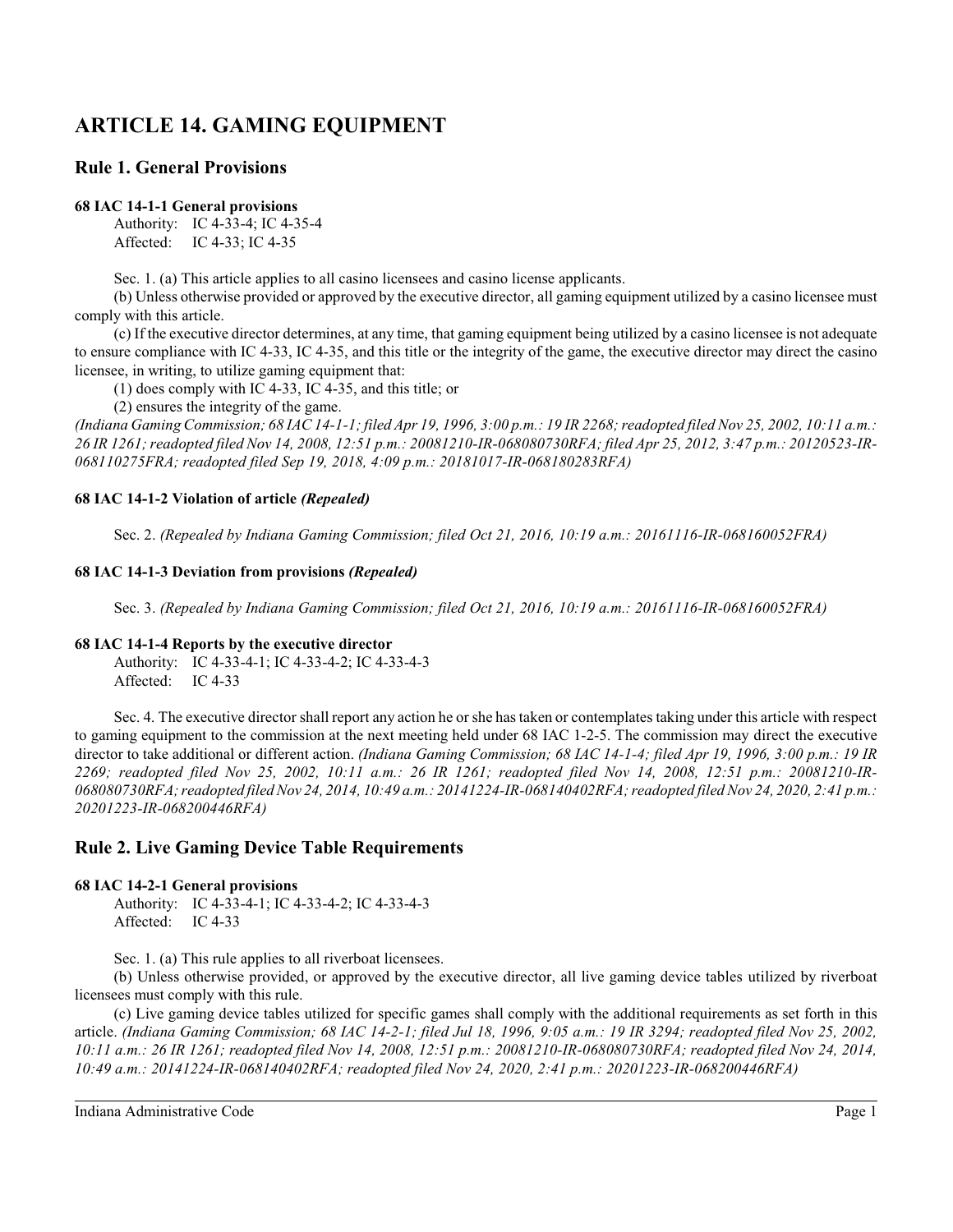# ARTICLE 14. GAMING EQUIPMENT

## Rule 1. General Provisions

### 68 IAC 14-1-1 General provisions

Authority: IC 4-33-4; IC 4-35-4
Affected: IC 4-33; IC 4-35

Sec. 1. (a) This article applies to all casino licensees and casino license applicants.

(b) Unless otherwise provided or approved by the executive director, all gaming equipment utilized by a casino licensee must comply with this article.

(c) If the executive director determines, at any time, that gaming equipment being utilized by a casino licensee is not adequate to ensure compliance with IC 4-33, IC 4-35, and this title or the integrity of the game, the executive director may direct the casino licensee, in writing, to utilize gaming equipment that:

(1) does comply with IC 4-33, IC 4-35, and this title; or

(2) ensures the integrity of the game.

*(Indiana Gaming Commission; 68 IAC 14-1-1; filed Apr 19, 1996, 3:00 p.m.: 19 IR 2268; readopted filed Nov 25, 2002, 10:11 a.m.: 26 IR 1261; readopted filed Nov 14, 2008, 12:51 p.m.: 20081210-IR-068080730RFA; filed Apr 25, 2012, 3:47 p.m.: 20120523-IR-068110275FRA; readopted filed Sep 19, 2018, 4:09 p.m.: 20181017-IR-068180283RFA)*

### 68 IAC 14-1-2 Violation of article *(Repealed)*

Sec. 2. *(Repealed by Indiana Gaming Commission; filed Oct 21, 2016, 10:19 a.m.: 20161116-IR-068160052FRA)*

### 68 IAC 14-1-3 Deviation from provisions *(Repealed)*

Sec. 3. *(Repealed by Indiana Gaming Commission; filed Oct 21, 2016, 10:19 a.m.: 20161116-IR-068160052FRA)*

### 68 IAC 14-1-4 Reports by the executive director

Authority: IC 4-33-4-1; IC 4-33-4-2; IC 4-33-4-3
Affected: IC 4-33

Sec. 4. The executive director shall report any action he or she has taken or contemplates taking under this article with respect to gaming equipment to the commission at the next meeting held under 68 IAC 1-2-5. The commission may direct the executive director to take additional or different action. *(Indiana Gaming Commission; 68 IAC 14-1-4; filed Apr 19, 1996, 3:00 p.m.: 19 IR 2269; readopted filed Nov 25, 2002, 10:11 a.m.: 26 IR 1261; readopted filed Nov 14, 2008, 12:51 p.m.: 20081210-IR-068080730RFA; readopted filed Nov 24, 2014, 10:49 a.m.: 20141224-IR-068140402RFA; readopted filed Nov 24, 2020, 2:41 p.m.: 20201223-IR-068200446RFA)*

## Rule 2. Live Gaming Device Table Requirements

### 68 IAC 14-2-1 General provisions

Authority: IC 4-33-4-1; IC 4-33-4-2; IC 4-33-4-3
Affected: IC 4-33

Sec. 1. (a) This rule applies to all riverboat licensees.

(b) Unless otherwise provided, or approved by the executive director, all live gaming device tables utilized by riverboat licensees must comply with this rule.

(c) Live gaming device tables utilized for specific games shall comply with the additional requirements as set forth in this article. *(Indiana Gaming Commission; 68 IAC 14-2-1; filed Jul 18, 1996, 9:05 a.m.: 19 IR 3294; readopted filed Nov 25, 2002, 10:11 a.m.: 26 IR 1261; readopted filed Nov 14, 2008, 12:51 p.m.: 20081210-IR-068080730RFA; readopted filed Nov 24, 2014, 10:49 a.m.: 20141224-IR-068140402RFA; readopted filed Nov 24, 2020, 2:41 p.m.: 20201223-IR-068200446RFA)*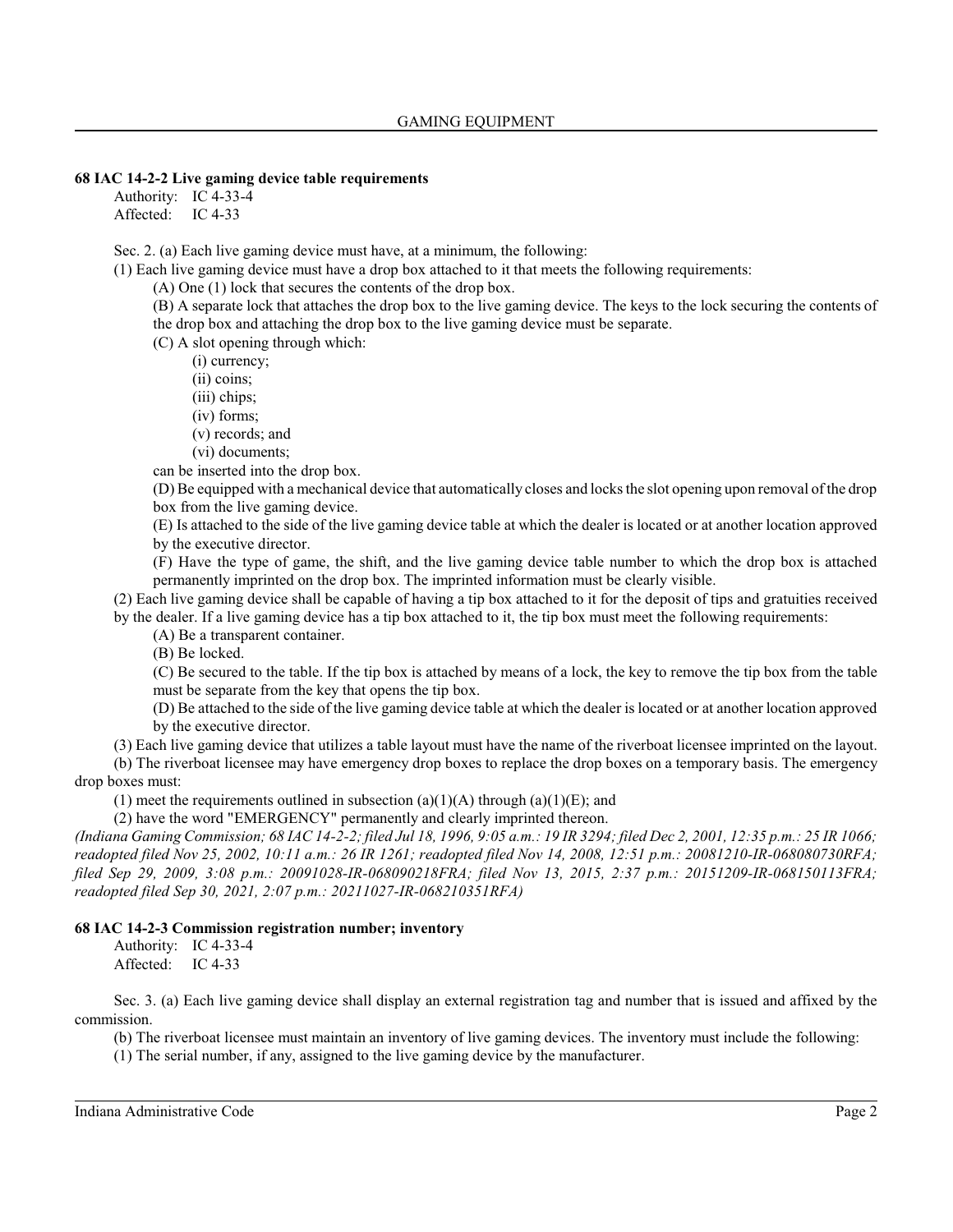**68 IAC 14-2-2 Live gaming device table requirements**

Authority: IC 4-33-4
Affected: IC 4-33

Sec. 2. (a) Each live gaming device must have, at a minimum, the following:

(1) Each live gaming device must have a drop box attached to it that meets the following requirements:

(A) One (1) lock that secures the contents of the drop box.

(B) A separate lock that attaches the drop box to the live gaming device. The keys to the lock securing the contents of the drop box and attaching the drop box to the live gaming device must be separate.

(C) A slot opening through which:

(i) currency;
(ii) coins;
(iii) chips;
(iv) forms;
(v) records; and
(vi) documents;

can be inserted into the drop box.

(D) Be equipped with a mechanical device that automatically closes and locks the slot opening upon removal of the drop box from the live gaming device.

(E) Is attached to the side of the live gaming device table at which the dealer is located or at another location approved by the executive director.

(F) Have the type of game, the shift, and the live gaming device table number to which the drop box is attached permanently imprinted on the drop box. The imprinted information must be clearly visible.

(2) Each live gaming device shall be capable of having a tip box attached to it for the deposit of tips and gratuities received by the dealer. If a live gaming device has a tip box attached to it, the tip box must meet the following requirements:

(A) Be a transparent container.

(B) Be locked.

(C) Be secured to the table. If the tip box is attached by means of a lock, the key to remove the tip box from the table must be separate from the key that opens the tip box.

(D) Be attached to the side of the live gaming device table at which the dealer is located or at another location approved by the executive director.

(3) Each live gaming device that utilizes a table layout must have the name of the riverboat licensee imprinted on the layout.

(b) The riverboat licensee may have emergency drop boxes to replace the drop boxes on a temporary basis. The emergency drop boxes must:

(1) meet the requirements outlined in subsection (a)(1)(A) through (a)(1)(E); and

(2) have the word "EMERGENCY" permanently and clearly imprinted thereon.

*(Indiana Gaming Commission; 68 IAC 14-2-2; filed Jul 18, 1996, 9:05 a.m.: 19 IR 3294; filed Dec 2, 2001, 12:35 p.m.: 25 IR 1066; readopted filed Nov 25, 2002, 10:11 a.m.: 26 IR 1261; readopted filed Nov 14, 2008, 12:51 p.m.: 20081210-IR-068080730RFA; filed Sep 29, 2009, 3:08 p.m.: 20091028-IR-068090218FRA; filed Nov 13, 2015, 2:37 p.m.: 20151209-IR-068150113FRA; readopted filed Sep 30, 2021, 2:07 p.m.: 20211027-IR-068210351RFA)*

**68 IAC 14-2-3 Commission registration number; inventory**

Authority: IC 4-33-4
Affected: IC 4-33

Sec. 3. (a) Each live gaming device shall display an external registration tag and number that is issued and affixed by the commission.

(b) The riverboat licensee must maintain an inventory of live gaming devices. The inventory must include the following:

(1) The serial number, if any, assigned to the live gaming device by the manufacturer.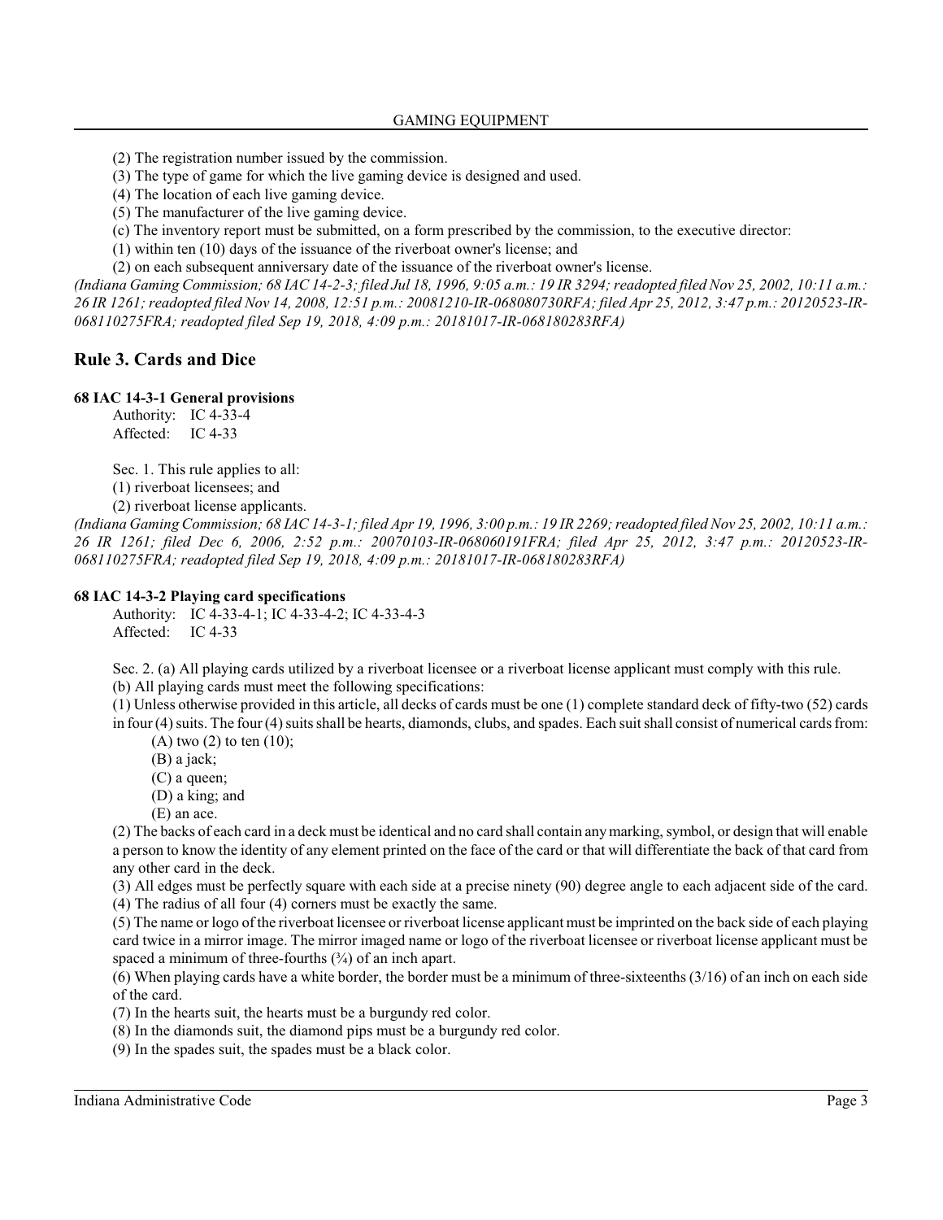(2) The registration number issued by the commission.

(3) The type of game for which the live gaming device is designed and used.

(4) The location of each live gaming device.

(5) The manufacturer of the live gaming device.

(c) The inventory report must be submitted, on a form prescribed by the commission, to the executive director:

(1) within ten (10) days of the issuance of the riverboat owner's license; and

(2) on each subsequent anniversary date of the issuance of the riverboat owner's license.

*(Indiana Gaming Commission; 68 IAC 14-2-3; filed Jul 18, 1996, 9:05 a.m.: 19 IR 3294; readopted filed Nov 25, 2002, 10:11 a.m.: 26 IR 1261; readopted filed Nov 14, 2008, 12:51 p.m.: 20081210-IR-068080730RFA; filed Apr 25, 2012, 3:47 p.m.: 20120523-IR-068110275FRA; readopted filed Sep 19, 2018, 4:09 p.m.: 20181017-IR-068180283RFA)*

## Rule 3. Cards and Dice

**68 IAC 14-3-1 General provisions**

Authority: IC 4-33-4
Affected: IC 4-33

Sec. 1. This rule applies to all:

(1) riverboat licensees; and

(2) riverboat license applicants.

*(Indiana Gaming Commission; 68 IAC 14-3-1; filed Apr 19, 1996, 3:00 p.m.: 19 IR 2269; readopted filed Nov 25, 2002, 10:11 a.m.: 26 IR 1261; filed Dec 6, 2006, 2:52 p.m.: 20070103-IR-068060191FRA; filed Apr 25, 2012, 3:47 p.m.: 20120523-IR-068110275FRA; readopted filed Sep 19, 2018, 4:09 p.m.: 20181017-IR-068180283RFA)*

**68 IAC 14-3-2 Playing card specifications**

Authority: IC 4-33-4-1; IC 4-33-4-2; IC 4-33-4-3
Affected: IC 4-33

Sec. 2. (a) All playing cards utilized by a riverboat licensee or a riverboat license applicant must comply with this rule.

(b) All playing cards must meet the following specifications:

(1) Unless otherwise provided in this article, all decks of cards must be one (1) complete standard deck of fifty-two (52) cards in four (4) suits. The four (4) suits shall be hearts, diamonds, clubs, and spades. Each suit shall consist of numerical cards from:

(A) two (2) to ten (10);

(B) a jack;

(C) a queen;

(D) a king; and

(E) an ace.

(2) The backs of each card in a deck must be identical and no card shall contain any marking, symbol, or design that will enable a person to know the identity of any element printed on the face of the card or that will differentiate the back of that card from any other card in the deck.

(3) All edges must be perfectly square with each side at a precise ninety (90) degree angle to each adjacent side of the card.

(4) The radius of all four (4) corners must be exactly the same.

(5) The name or logo of the riverboat licensee or riverboat license applicant must be imprinted on the back side of each playing card twice in a mirror image. The mirror imaged name or logo of the riverboat licensee or riverboat license applicant must be spaced a minimum of three-fourths (¾) of an inch apart.

(6) When playing cards have a white border, the border must be a minimum of three-sixteenths (3/16) of an inch on each side of the card.

(7) In the hearts suit, the hearts must be a burgundy red color.

(8) In the diamonds suit, the diamond pips must be a burgundy red color.

(9) In the spades suit, the spades must be a black color.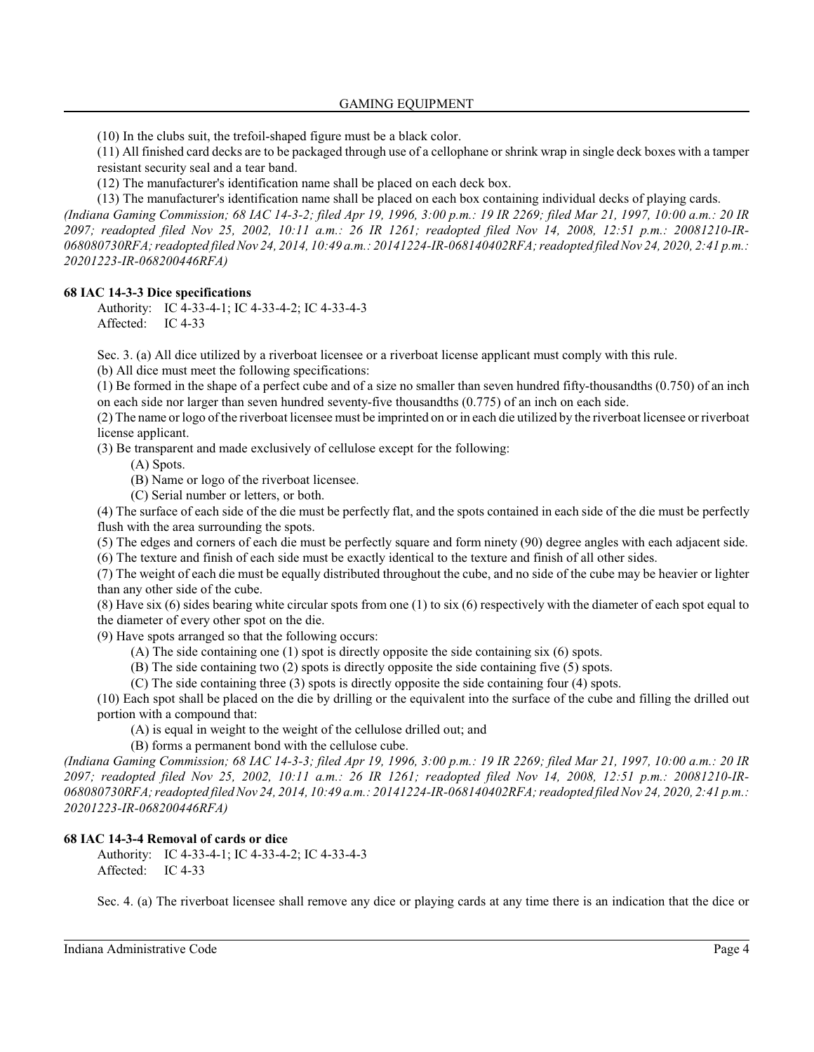(10) In the clubs suit, the trefoil-shaped figure must be a black color.

(11) All finished card decks are to be packaged through use of a cellophane or shrink wrap in single deck boxes with a tamper resistant security seal and a tear band.

(12) The manufacturer's identification name shall be placed on each deck box.

(13) The manufacturer's identification name shall be placed on each box containing individual decks of playing cards.

*(Indiana Gaming Commission; 68 IAC 14-3-2; filed Apr 19, 1996, 3:00 p.m.: 19 IR 2269; filed Mar 21, 1997, 10:00 a.m.: 20 IR 2097; readopted filed Nov 25, 2002, 10:11 a.m.: 26 IR 1261; readopted filed Nov 14, 2008, 12:51 p.m.: 20081210-IR-068080730RFA; readopted filed Nov 24, 2014, 10:49 a.m.: 20141224-IR-068140402RFA; readopted filed Nov 24, 2020, 2:41 p.m.: 20201223-IR-068200446RFA)*

**68 IAC 14-3-3 Dice specifications**

Authority: IC 4-33-4-1; IC 4-33-4-2; IC 4-33-4-3
Affected: IC 4-33

Sec. 3. (a) All dice utilized by a riverboat licensee or a riverboat license applicant must comply with this rule.

(b) All dice must meet the following specifications:

(1) Be formed in the shape of a perfect cube and of a size no smaller than seven hundred fifty-thousandths (0.750) of an inch on each side nor larger than seven hundred seventy-five thousandths (0.775) of an inch on each side.

(2) The name or logo of the riverboat licensee must be imprinted on or in each die utilized by the riverboat licensee or riverboat license applicant.

(3) Be transparent and made exclusively of cellulose except for the following:

(A) Spots.

(B) Name or logo of the riverboat licensee.

(C) Serial number or letters, or both.

(4) The surface of each side of the die must be perfectly flat, and the spots contained in each side of the die must be perfectly flush with the area surrounding the spots.

(5) The edges and corners of each die must be perfectly square and form ninety (90) degree angles with each adjacent side.

(6) The texture and finish of each side must be exactly identical to the texture and finish of all other sides.

(7) The weight of each die must be equally distributed throughout the cube, and no side of the cube may be heavier or lighter than any other side of the cube.

(8) Have six (6) sides bearing white circular spots from one (1) to six (6) respectively with the diameter of each spot equal to the diameter of every other spot on the die.

(9) Have spots arranged so that the following occurs:

(A) The side containing one (1) spot is directly opposite the side containing six (6) spots.

(B) The side containing two (2) spots is directly opposite the side containing five (5) spots.

(C) The side containing three (3) spots is directly opposite the side containing four (4) spots.

(10) Each spot shall be placed on the die by drilling or the equivalent into the surface of the cube and filling the drilled out portion with a compound that:

(A) is equal in weight to the weight of the cellulose drilled out; and

(B) forms a permanent bond with the cellulose cube.

*(Indiana Gaming Commission; 68 IAC 14-3-3; filed Apr 19, 1996, 3:00 p.m.: 19 IR 2269; filed Mar 21, 1997, 10:00 a.m.: 20 IR 2097; readopted filed Nov 25, 2002, 10:11 a.m.: 26 IR 1261; readopted filed Nov 14, 2008, 12:51 p.m.: 20081210-IR-068080730RFA; readopted filed Nov 24, 2014, 10:49 a.m.: 20141224-IR-068140402RFA; readopted filed Nov 24, 2020, 2:41 p.m.: 20201223-IR-068200446RFA)*

**68 IAC 14-3-4 Removal of cards or dice**

Authority: IC 4-33-4-1; IC 4-33-4-2; IC 4-33-4-3
Affected: IC 4-33

Sec. 4. (a) The riverboat licensee shall remove any dice or playing cards at any time there is an indication that the dice or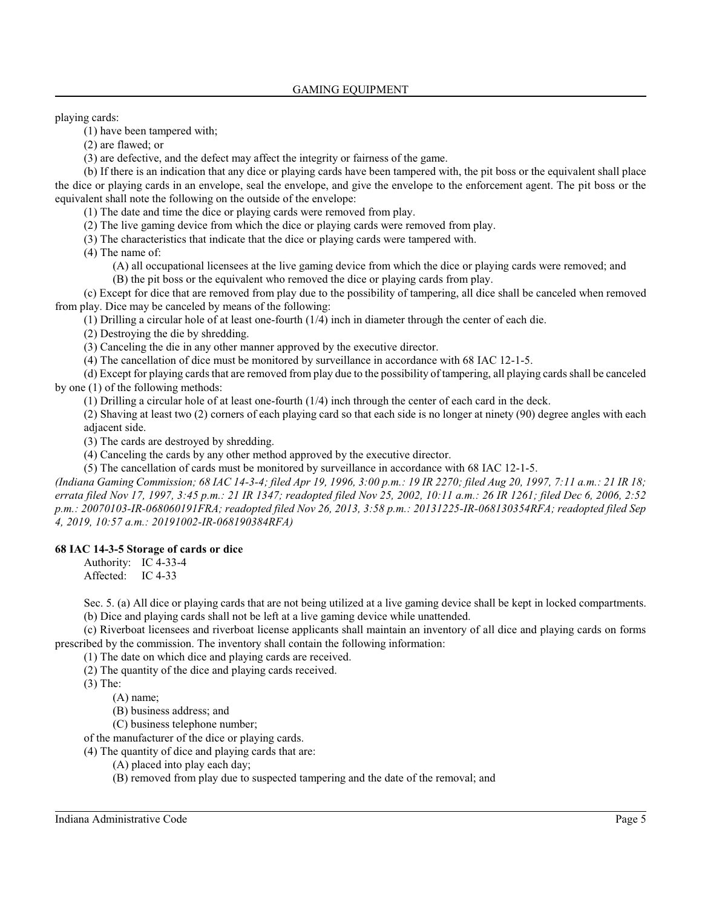playing cards:

(1) have been tampered with;

(2) are flawed; or

(3) are defective, and the defect may affect the integrity or fairness of the game.

(b) If there is an indication that any dice or playing cards have been tampered with, the pit boss or the equivalent shall place the dice or playing cards in an envelope, seal the envelope, and give the envelope to the enforcement agent. The pit boss or the equivalent shall note the following on the outside of the envelope:

(1) The date and time the dice or playing cards were removed from play.

(2) The live gaming device from which the dice or playing cards were removed from play.

(3) The characteristics that indicate that the dice or playing cards were tampered with.

(4) The name of:

(A) all occupational licensees at the live gaming device from which the dice or playing cards were removed; and

(B) the pit boss or the equivalent who removed the dice or playing cards from play.

(c) Except for dice that are removed from play due to the possibility of tampering, all dice shall be canceled when removed from play. Dice may be canceled by means of the following:

(1) Drilling a circular hole of at least one-fourth (1/4) inch in diameter through the center of each die.

(2) Destroying the die by shredding.

(3) Canceling the die in any other manner approved by the executive director.

(4) The cancellation of dice must be monitored by surveillance in accordance with 68 IAC 12-1-5.

(d) Except for playing cards that are removed from play due to the possibility of tampering, all playing cards shall be canceled by one (1) of the following methods:

(1) Drilling a circular hole of at least one-fourth (1/4) inch through the center of each card in the deck.

(2) Shaving at least two (2) corners of each playing card so that each side is no longer at ninety (90) degree angles with each adjacent side.

(3) The cards are destroyed by shredding.

(4) Canceling the cards by any other method approved by the executive director.

(5) The cancellation of cards must be monitored by surveillance in accordance with 68 IAC 12-1-5.

*(Indiana Gaming Commission; 68 IAC 14-3-4; filed Apr 19, 1996, 3:00 p.m.: 19 IR 2270; filed Aug 20, 1997, 7:11 a.m.: 21 IR 18; errata filed Nov 17, 1997, 3:45 p.m.: 21 IR 1347; readopted filed Nov 25, 2002, 10:11 a.m.: 26 IR 1261; filed Dec 6, 2006, 2:52 p.m.: 20070103-IR-068060191FRA; readopted filed Nov 26, 2013, 3:58 p.m.: 20131225-IR-068130354RFA; readopted filed Sep 4, 2019, 10:57 a.m.: 20191002-IR-068190384RFA)*

**68 IAC 14-3-5 Storage of cards or dice**

Authority: IC 4-33-4
Affected: IC 4-33

Sec. 5. (a) All dice or playing cards that are not being utilized at a live gaming device shall be kept in locked compartments.

(b) Dice and playing cards shall not be left at a live gaming device while unattended.

(c) Riverboat licensees and riverboat license applicants shall maintain an inventory of all dice and playing cards on forms prescribed by the commission. The inventory shall contain the following information:

(1) The date on which dice and playing cards are received.

(2) The quantity of the dice and playing cards received.

(3) The:

(A) name;

(B) business address; and

(C) business telephone number;

of the manufacturer of the dice or playing cards.

(4) The quantity of dice and playing cards that are:

(A) placed into play each day;

(B) removed from play due to suspected tampering and the date of the removal; and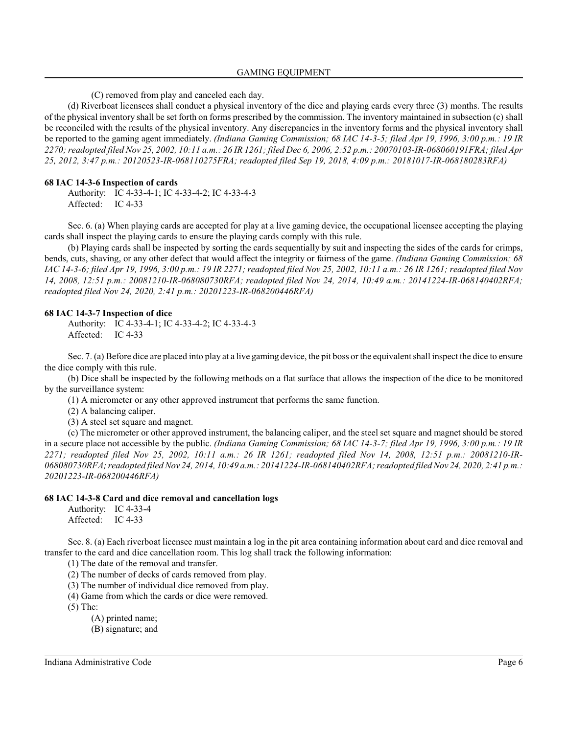(C) removed from play and canceled each day.

(d) Riverboat licensees shall conduct a physical inventory of the dice and playing cards every three (3) months. The results of the physical inventory shall be set forth on forms prescribed by the commission. The inventory maintained in subsection (c) shall be reconciled with the results of the physical inventory. Any discrepancies in the inventory forms and the physical inventory shall be reported to the gaming agent immediately. *(Indiana Gaming Commission; 68 IAC 14-3-5; filed Apr 19, 1996, 3:00 p.m.: 19 IR 2270; readopted filed Nov 25, 2002, 10:11 a.m.: 26 IR 1261; filed Dec 6, 2006, 2:52 p.m.: 20070103-IR-068060191FRA; filed Apr 25, 2012, 3:47 p.m.: 20120523-IR-068110275FRA; readopted filed Sep 19, 2018, 4:09 p.m.: 20181017-IR-068180283RFA)*

**68 IAC 14-3-6 Inspection of cards**

Authority: IC 4-33-4-1; IC 4-33-4-2; IC 4-33-4-3
Affected: IC 4-33

Sec. 6. (a) When playing cards are accepted for play at a live gaming device, the occupational licensee accepting the playing cards shall inspect the playing cards to ensure the playing cards comply with this rule.

(b) Playing cards shall be inspected by sorting the cards sequentially by suit and inspecting the sides of the cards for crimps, bends, cuts, shaving, or any other defect that would affect the integrity or fairness of the game. *(Indiana Gaming Commission; 68 IAC 14-3-6; filed Apr 19, 1996, 3:00 p.m.: 19 IR 2271; readopted filed Nov 25, 2002, 10:11 a.m.: 26 IR 1261; readopted filed Nov 14, 2008, 12:51 p.m.: 20081210-IR-068080730RFA; readopted filed Nov 24, 2014, 10:49 a.m.: 20141224-IR-068140402RFA; readopted filed Nov 24, 2020, 2:41 p.m.: 20201223-IR-068200446RFA)*

**68 IAC 14-3-7 Inspection of dice**

Authority: IC 4-33-4-1; IC 4-33-4-2; IC 4-33-4-3
Affected: IC 4-33

Sec. 7. (a) Before dice are placed into play at a live gaming device, the pit boss or the equivalent shall inspect the dice to ensure the dice comply with this rule.

(b) Dice shall be inspected by the following methods on a flat surface that allows the inspection of the dice to be monitored by the surveillance system:

(1) A micrometer or any other approved instrument that performs the same function.

(2) A balancing caliper.

(3) A steel set square and magnet.

(c) The micrometer or other approved instrument, the balancing caliper, and the steel set square and magnet should be stored in a secure place not accessible by the public. *(Indiana Gaming Commission; 68 IAC 14-3-7; filed Apr 19, 1996, 3:00 p.m.: 19 IR 2271; readopted filed Nov 25, 2002, 10:11 a.m.: 26 IR 1261; readopted filed Nov 14, 2008, 12:51 p.m.: 20081210-IR-068080730RFA; readopted filed Nov 24, 2014, 10:49 a.m.: 20141224-IR-068140402RFA; readopted filed Nov 24, 2020, 2:41 p.m.: 20201223-IR-068200446RFA)*

**68 IAC 14-3-8 Card and dice removal and cancellation logs**

Authority: IC 4-33-4
Affected: IC 4-33

Sec. 8. (a) Each riverboat licensee must maintain a log in the pit area containing information about card and dice removal and transfer to the card and dice cancellation room. This log shall track the following information:

(1) The date of the removal and transfer.

(2) The number of decks of cards removed from play.

(3) The number of individual dice removed from play.

(4) Game from which the cards or dice were removed.

(5) The:

(A) printed name;

(B) signature; and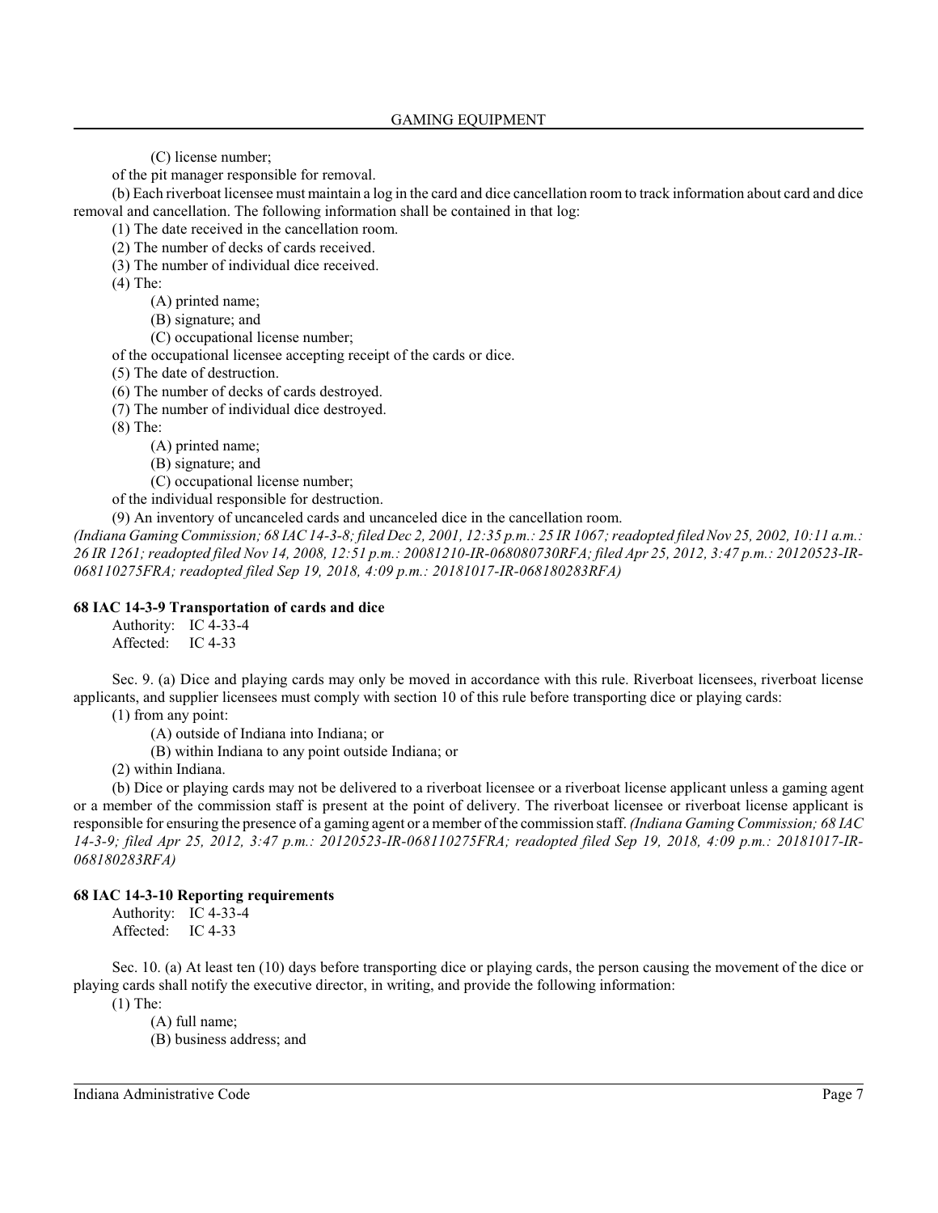(C) license number;

of the pit manager responsible for removal.

(b) Each riverboat licensee must maintain a log in the card and dice cancellation room to track information about card and dice removal and cancellation. The following information shall be contained in that log:

(1) The date received in the cancellation room.

(2) The number of decks of cards received.

(3) The number of individual dice received.

(4) The:

(A) printed name;

(B) signature; and

(C) occupational license number;

of the occupational licensee accepting receipt of the cards or dice.

(5) The date of destruction.

(6) The number of decks of cards destroyed.

(7) The number of individual dice destroyed.

(8) The:

(A) printed name;

(B) signature; and

(C) occupational license number;

of the individual responsible for destruction.

(9) An inventory of uncanceled cards and uncanceled dice in the cancellation room.

*(Indiana Gaming Commission; 68 IAC 14-3-8; filed Dec 2, 2001, 12:35 p.m.: 25 IR 1067; readopted filed Nov 25, 2002, 10:11 a.m.: 26 IR 1261; readopted filed Nov 14, 2008, 12:51 p.m.: 20081210-IR-068080730RFA; filed Apr 25, 2012, 3:47 p.m.: 20120523-IR-068110275FRA; readopted filed Sep 19, 2018, 4:09 p.m.: 20181017-IR-068180283RFA)*

**68 IAC 14-3-9 Transportation of cards and dice**

Authority: IC 4-33-4
Affected: IC 4-33

Sec. 9. (a) Dice and playing cards may only be moved in accordance with this rule. Riverboat licensees, riverboat license applicants, and supplier licensees must comply with section 10 of this rule before transporting dice or playing cards:

(1) from any point:

(A) outside of Indiana into Indiana; or

(B) within Indiana to any point outside Indiana; or

(2) within Indiana.

(b) Dice or playing cards may not be delivered to a riverboat licensee or a riverboat license applicant unless a gaming agent or a member of the commission staff is present at the point of delivery. The riverboat licensee or riverboat license applicant is responsible for ensuring the presence of a gaming agent or a member of the commission staff. *(Indiana Gaming Commission; 68 IAC 14-3-9; filed Apr 25, 2012, 3:47 p.m.: 20120523-IR-068110275FRA; readopted filed Sep 19, 2018, 4:09 p.m.: 20181017-IR-068180283RFA)*

**68 IAC 14-3-10 Reporting requirements**

Authority: IC 4-33-4
Affected: IC 4-33

Sec. 10. (a) At least ten (10) days before transporting dice or playing cards, the person causing the movement of the dice or playing cards shall notify the executive director, in writing, and provide the following information:

(1) The:

(A) full name;

(B) business address; and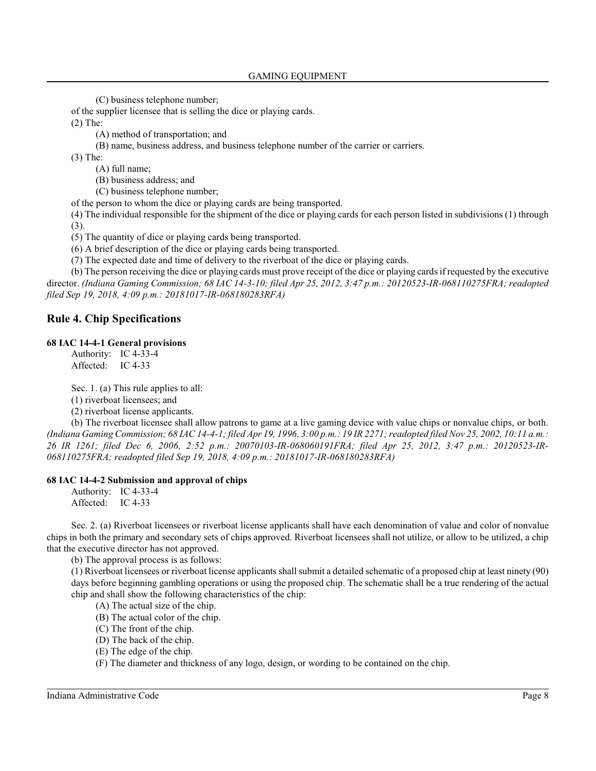(C) business telephone number;

of the supplier licensee that is selling the dice or playing cards.

(2) The:

(A) method of transportation; and

(B) name, business address, and business telephone number of the carrier or carriers.

(3) The:

(A) full name;

(B) business address; and

(C) business telephone number;

of the person to whom the dice or playing cards are being transported.

(4) The individual responsible for the shipment of the dice or playing cards for each person listed in subdivisions (1) through (3).

(5) The quantity of dice or playing cards being transported.

(6) A brief description of the dice or playing cards being transported.

(7) The expected date and time of delivery to the riverboat of the dice or playing cards.

(b) The person receiving the dice or playing cards must prove receipt of the dice or playing cards if requested by the executive director. *(Indiana Gaming Commission; 68 IAC 14-3-10; filed Apr 25, 2012, 3:47 p.m.: 20120523-IR-068110275FRA; readopted filed Sep 19, 2018, 4:09 p.m.: 20181017-IR-068180283RFA)*

## Rule 4. Chip Specifications

**68 IAC 14-4-1 General provisions**

Authority: IC 4-33-4
Affected: IC 4-33

Sec. 1. (a) This rule applies to all:

(1) riverboat licensees; and

(2) riverboat license applicants.

(b) The riverboat licensee shall allow patrons to game at a live gaming device with value chips or nonvalue chips, or both. *(Indiana Gaming Commission; 68 IAC 14-4-1; filed Apr 19, 1996, 3:00 p.m.: 19 IR 2271; readopted filed Nov 25, 2002, 10:11 a.m.: 26 IR 1261; filed Dec 6, 2006, 2:52 p.m.: 20070103-IR-068060191FRA; filed Apr 25, 2012, 3:47 p.m.: 20120523-IR-068110275FRA; readopted filed Sep 19, 2018, 4:09 p.m.: 20181017-IR-068180283RFA)*

**68 IAC 14-4-2 Submission and approval of chips**

Authority: IC 4-33-4
Affected: IC 4-33

Sec. 2. (a) Riverboat licensees or riverboat license applicants shall have each denomination of value and color of nonvalue chips in both the primary and secondary sets of chips approved. Riverboat licensees shall not utilize, or allow to be utilized, a chip that the executive director has not approved.

(b) The approval process is as follows:

(1) Riverboat licensees or riverboat license applicants shall submit a detailed schematic of a proposed chip at least ninety (90) days before beginning gambling operations or using the proposed chip. The schematic shall be a true rendering of the actual chip and shall show the following characteristics of the chip:

(A) The actual size of the chip.

(B) The actual color of the chip.

(C) The front of the chip.

(D) The back of the chip.

(E) The edge of the chip.

(F) The diameter and thickness of any logo, design, or wording to be contained on the chip.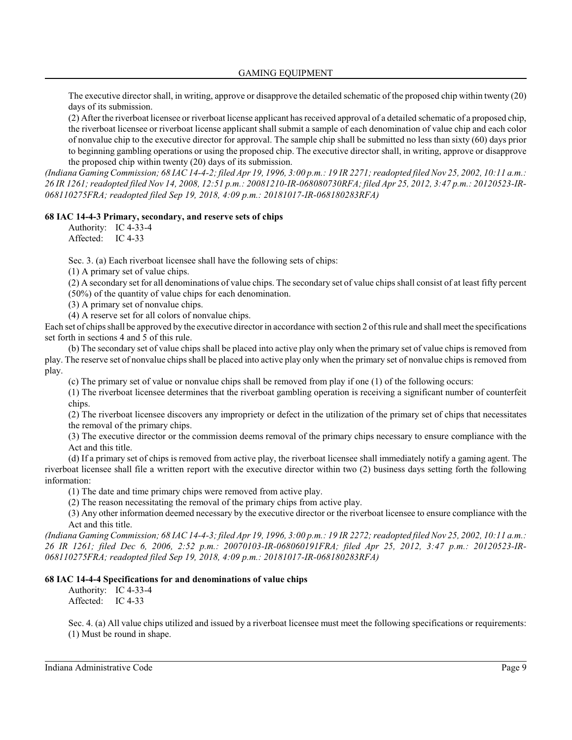The executive director shall, in writing, approve or disapprove the detailed schematic of the proposed chip within twenty (20) days of its submission.

(2) After the riverboat licensee or riverboat license applicant has received approval of a detailed schematic of a proposed chip, the riverboat licensee or riverboat license applicant shall submit a sample of each denomination of value chip and each color of nonvalue chip to the executive director for approval. The sample chip shall be submitted no less than sixty (60) days prior to beginning gambling operations or using the proposed chip. The executive director shall, in writing, approve or disapprove the proposed chip within twenty (20) days of its submission.

*(Indiana Gaming Commission; 68 IAC 14-4-2; filed Apr 19, 1996, 3:00 p.m.: 19 IR 2271; readopted filed Nov 25, 2002, 10:11 a.m.: 26 IR 1261; readopted filed Nov 14, 2008, 12:51 p.m.: 20081210-IR-068080730RFA; filed Apr 25, 2012, 3:47 p.m.: 20120523-IR-068110275FRA; readopted filed Sep 19, 2018, 4:09 p.m.: 20181017-IR-068180283RFA)*

**68 IAC 14-4-3 Primary, secondary, and reserve sets of chips**

Authority: IC 4-33-4
Affected: IC 4-33

Sec. 3. (a) Each riverboat licensee shall have the following sets of chips:

(1) A primary set of value chips.

(2) A secondary set for all denominations of value chips. The secondary set of value chips shall consist of at least fifty percent (50%) of the quantity of value chips for each denomination.

(3) A primary set of nonvalue chips.

(4) A reserve set for all colors of nonvalue chips.

Each set of chips shall be approved by the executive director in accordance with section 2 of this rule and shall meet the specifications set forth in sections 4 and 5 of this rule.

(b) The secondary set of value chips shall be placed into active play only when the primary set of value chips is removed from play. The reserve set of nonvalue chips shall be placed into active play only when the primary set of nonvalue chips is removed from play.

(c) The primary set of value or nonvalue chips shall be removed from play if one (1) of the following occurs:

(1) The riverboat licensee determines that the riverboat gambling operation is receiving a significant number of counterfeit chips.

(2) The riverboat licensee discovers any impropriety or defect in the utilization of the primary set of chips that necessitates the removal of the primary chips.

(3) The executive director or the commission deems removal of the primary chips necessary to ensure compliance with the Act and this title.

(d) If a primary set of chips is removed from active play, the riverboat licensee shall immediately notify a gaming agent. The riverboat licensee shall file a written report with the executive director within two (2) business days setting forth the following information:

(1) The date and time primary chips were removed from active play.

(2) The reason necessitating the removal of the primary chips from active play.

(3) Any other information deemed necessary by the executive director or the riverboat licensee to ensure compliance with the Act and this title.

*(Indiana Gaming Commission; 68 IAC 14-4-3; filed Apr 19, 1996, 3:00 p.m.: 19 IR 2272; readopted filed Nov 25, 2002, 10:11 a.m.: 26 IR 1261; filed Dec 6, 2006, 2:52 p.m.: 20070103-IR-068060191FRA; filed Apr 25, 2012, 3:47 p.m.: 20120523-IR-068110275FRA; readopted filed Sep 19, 2018, 4:09 p.m.: 20181017-IR-068180283RFA)*

**68 IAC 14-4-4 Specifications for and denominations of value chips**

Authority: IC 4-33-4
Affected: IC 4-33

Sec. 4. (a) All value chips utilized and issued by a riverboat licensee must meet the following specifications or requirements:

(1) Must be round in shape.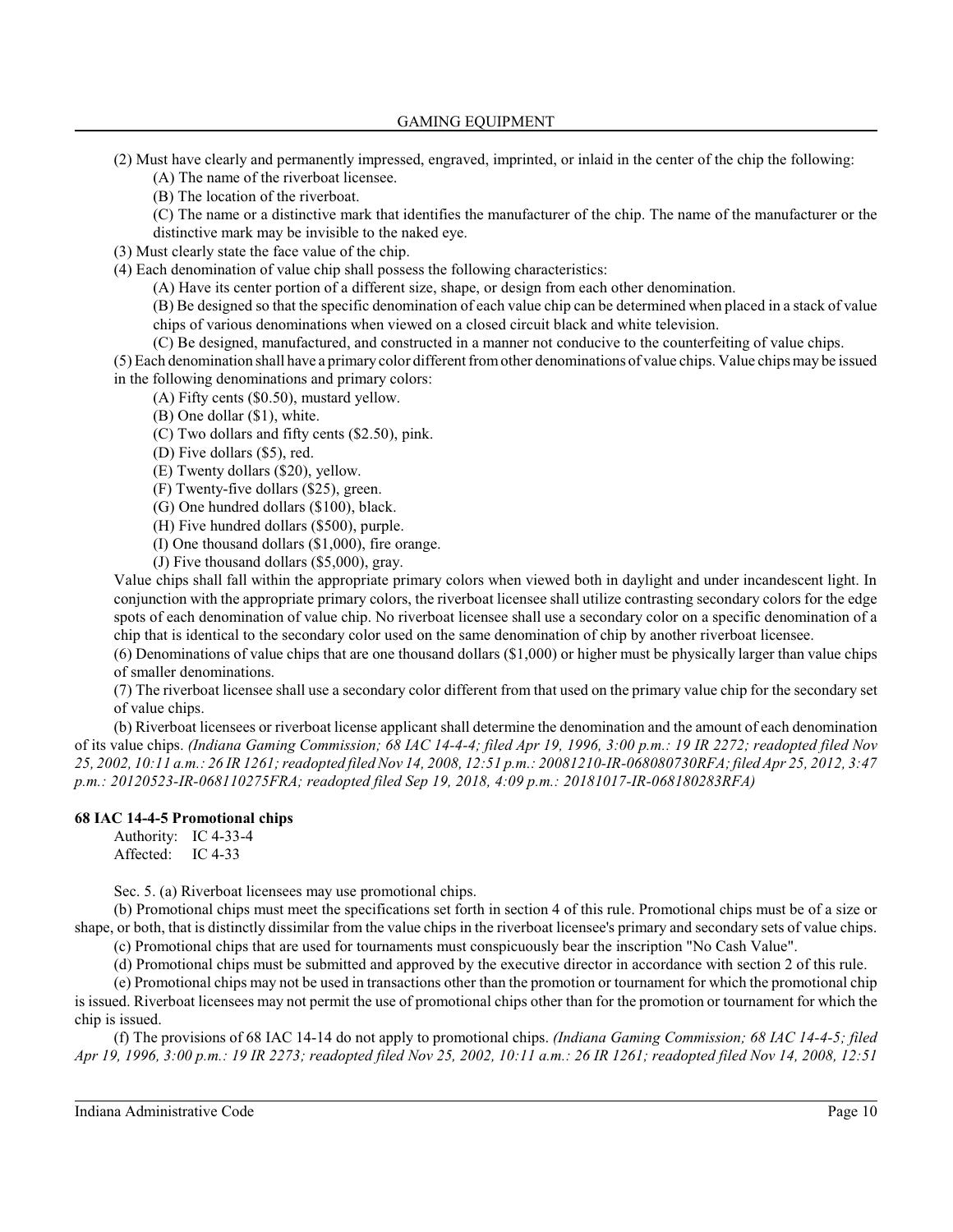(2) Must have clearly and permanently impressed, engraved, imprinted, or inlaid in the center of the chip the following:

(A) The name of the riverboat licensee.

(B) The location of the riverboat.

(C) The name or a distinctive mark that identifies the manufacturer of the chip. The name of the manufacturer or the distinctive mark may be invisible to the naked eye.

(3) Must clearly state the face value of the chip.

(4) Each denomination of value chip shall possess the following characteristics:

(A) Have its center portion of a different size, shape, or design from each other denomination.

(B) Be designed so that the specific denomination of each value chip can be determined when placed in a stack of value chips of various denominations when viewed on a closed circuit black and white television.

(C) Be designed, manufactured, and constructed in a manner not conducive to the counterfeiting of value chips.

(5) Each denomination shall have a primary color different from other denominations of value chips. Value chips may be issued in the following denominations and primary colors:

(A) Fifty cents ($0.50), mustard yellow.

(B) One dollar ($1), white.

(C) Two dollars and fifty cents ($2.50), pink.

(D) Five dollars ($5), red.

(E) Twenty dollars ($20), yellow.

(F) Twenty-five dollars ($25), green.

(G) One hundred dollars ($100), black.

(H) Five hundred dollars ($500), purple.

(I) One thousand dollars ($1,000), fire orange.

(J) Five thousand dollars ($5,000), gray.

Value chips shall fall within the appropriate primary colors when viewed both in daylight and under incandescent light. In conjunction with the appropriate primary colors, the riverboat licensee shall utilize contrasting secondary colors for the edge spots of each denomination of value chip. No riverboat licensee shall use a secondary color on a specific denomination of a chip that is identical to the secondary color used on the same denomination of chip by another riverboat licensee.

(6) Denominations of value chips that are one thousand dollars ($1,000) or higher must be physically larger than value chips of smaller denominations.

(7) The riverboat licensee shall use a secondary color different from that used on the primary value chip for the secondary set of value chips.

(b) Riverboat licensees or riverboat license applicant shall determine the denomination and the amount of each denomination of its value chips. *(Indiana Gaming Commission; 68 IAC 14-4-4; filed Apr 19, 1996, 3:00 p.m.: 19 IR 2272; readopted filed Nov 25, 2002, 10:11 a.m.: 26 IR 1261; readopted filed Nov 14, 2008, 12:51 p.m.: 20081210-IR-068080730RFA; filed Apr 25, 2012, 3:47 p.m.: 20120523-IR-068110275FRA; readopted filed Sep 19, 2018, 4:09 p.m.: 20181017-IR-068180283RFA)*

**68 IAC 14-4-5 Promotional chips**

Authority: IC 4-33-4
Affected: IC 4-33

Sec. 5. (a) Riverboat licensees may use promotional chips.

(b) Promotional chips must meet the specifications set forth in section 4 of this rule. Promotional chips must be of a size or shape, or both, that is distinctly dissimilar from the value chips in the riverboat licensee's primary and secondary sets of value chips.

(c) Promotional chips that are used for tournaments must conspicuously bear the inscription "No Cash Value".

(d) Promotional chips must be submitted and approved by the executive director in accordance with section 2 of this rule.

(e) Promotional chips may not be used in transactions other than the promotion or tournament for which the promotional chip is issued. Riverboat licensees may not permit the use of promotional chips other than for the promotion or tournament for which the chip is issued.

(f) The provisions of 68 IAC 14-14 do not apply to promotional chips. *(Indiana Gaming Commission; 68 IAC 14-4-5; filed Apr 19, 1996, 3:00 p.m.: 19 IR 2273; readopted filed Nov 25, 2002, 10:11 a.m.: 26 IR 1261; readopted filed Nov 14, 2008, 12:51*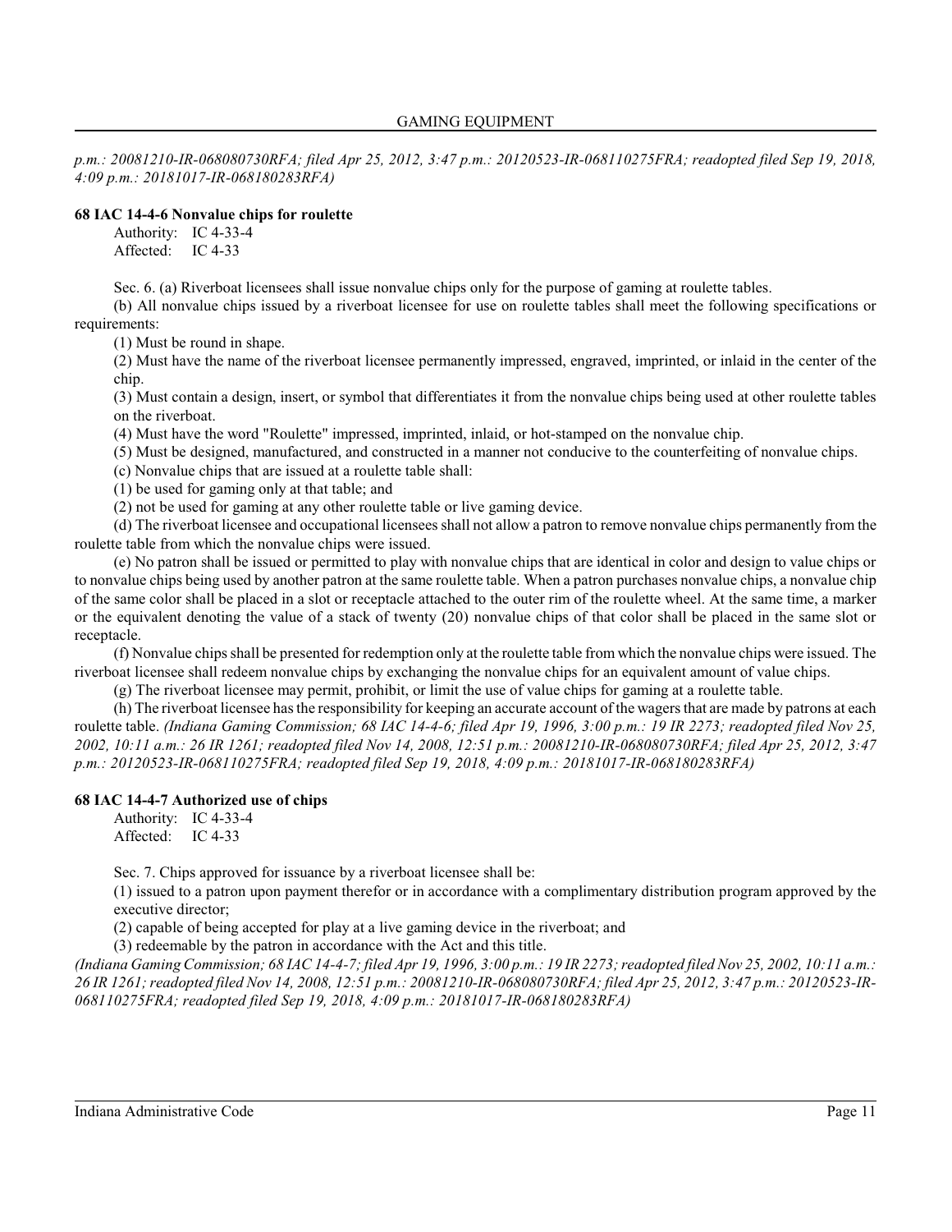*p.m.: 20081210-IR-068080730RFA; filed Apr 25, 2012, 3:47 p.m.: 20120523-IR-068110275FRA; readopted filed Sep 19, 2018, 4:09 p.m.: 20181017-IR-068180283RFA)*

**68 IAC 14-4-6 Nonvalue chips for roulette**

Authority: IC 4-33-4
Affected: IC 4-33

Sec. 6. (a) Riverboat licensees shall issue nonvalue chips only for the purpose of gaming at roulette tables.

(b) All nonvalue chips issued by a riverboat licensee for use on roulette tables shall meet the following specifications or requirements:

(1) Must be round in shape.

(2) Must have the name of the riverboat licensee permanently impressed, engraved, imprinted, or inlaid in the center of the chip.

(3) Must contain a design, insert, or symbol that differentiates it from the nonvalue chips being used at other roulette tables on the riverboat.

(4) Must have the word "Roulette" impressed, imprinted, inlaid, or hot-stamped on the nonvalue chip.

(5) Must be designed, manufactured, and constructed in a manner not conducive to the counterfeiting of nonvalue chips.

(c) Nonvalue chips that are issued at a roulette table shall:

(1) be used for gaming only at that table; and

(2) not be used for gaming at any other roulette table or live gaming device.

(d) The riverboat licensee and occupational licensees shall not allow a patron to remove nonvalue chips permanently from the roulette table from which the nonvalue chips were issued.

(e) No patron shall be issued or permitted to play with nonvalue chips that are identical in color and design to value chips or to nonvalue chips being used by another patron at the same roulette table. When a patron purchases nonvalue chips, a nonvalue chip of the same color shall be placed in a slot or receptacle attached to the outer rim of the roulette wheel. At the same time, a marker or the equivalent denoting the value of a stack of twenty (20) nonvalue chips of that color shall be placed in the same slot or receptacle.

(f) Nonvalue chips shall be presented for redemption only at the roulette table from which the nonvalue chips were issued. The riverboat licensee shall redeem nonvalue chips by exchanging the nonvalue chips for an equivalent amount of value chips.

(g) The riverboat licensee may permit, prohibit, or limit the use of value chips for gaming at a roulette table.

(h) The riverboat licensee has the responsibility for keeping an accurate account of the wagers that are made by patrons at each roulette table. *(Indiana Gaming Commission; 68 IAC 14-4-6; filed Apr 19, 1996, 3:00 p.m.: 19 IR 2273; readopted filed Nov 25, 2002, 10:11 a.m.: 26 IR 1261; readopted filed Nov 14, 2008, 12:51 p.m.: 20081210-IR-068080730RFA; filed Apr 25, 2012, 3:47 p.m.: 20120523-IR-068110275FRA; readopted filed Sep 19, 2018, 4:09 p.m.: 20181017-IR-068180283RFA)*

**68 IAC 14-4-7 Authorized use of chips**

Authority: IC 4-33-4
Affected: IC 4-33

Sec. 7. Chips approved for issuance by a riverboat licensee shall be:

(1) issued to a patron upon payment therefor or in accordance with a complimentary distribution program approved by the executive director;

(2) capable of being accepted for play at a live gaming device in the riverboat; and

(3) redeemable by the patron in accordance with the Act and this title.

*(Indiana Gaming Commission; 68 IAC 14-4-7; filed Apr 19, 1996, 3:00 p.m.: 19 IR 2273; readopted filed Nov 25, 2002, 10:11 a.m.: 26 IR 1261; readopted filed Nov 14, 2008, 12:51 p.m.: 20081210-IR-068080730RFA; filed Apr 25, 2012, 3:47 p.m.: 20120523-IR-068110275FRA; readopted filed Sep 19, 2018, 4:09 p.m.: 20181017-IR-068180283RFA)*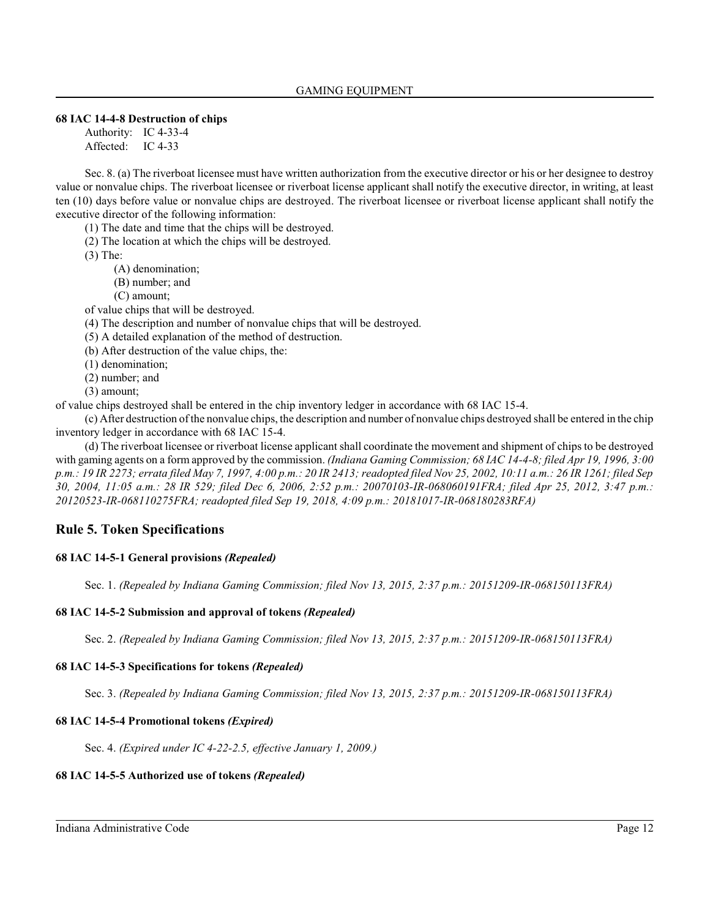**68 IAC 14-4-8 Destruction of chips**

Authority: IC 4-33-4
Affected: IC 4-33

Sec. 8. (a) The riverboat licensee must have written authorization from the executive director or his or her designee to destroy value or nonvalue chips. The riverboat licensee or riverboat license applicant shall notify the executive director, in writing, at least ten (10) days before value or nonvalue chips are destroyed. The riverboat licensee or riverboat license applicant shall notify the executive director of the following information:

(1) The date and time that the chips will be destroyed.
(2) The location at which the chips will be destroyed.
(3) The:
  (A) denomination;
  (B) number; and
  (C) amount;
of value chips that will be destroyed.
(4) The description and number of nonvalue chips that will be destroyed.
(5) A detailed explanation of the method of destruction.

(b) After destruction of the value chips, the:
(1) denomination;
(2) number; and
(3) amount;
of value chips destroyed shall be entered in the chip inventory ledger in accordance with 68 IAC 15-4.

(c) After destruction of the nonvalue chips, the description and number of nonvalue chips destroyed shall be entered in the chip inventory ledger in accordance with 68 IAC 15-4.

(d) The riverboat licensee or riverboat license applicant shall coordinate the movement and shipment of chips to be destroyed with gaming agents on a form approved by the commission. *(Indiana Gaming Commission; 68 IAC 14-4-8; filed Apr 19, 1996, 3:00 p.m.: 19 IR 2273; errata filed May 7, 1997, 4:00 p.m.: 20 IR 2413; readopted filed Nov 25, 2002, 10:11 a.m.: 26 IR 1261; filed Sep 30, 2004, 11:05 a.m.: 28 IR 529; filed Dec 6, 2006, 2:52 p.m.: 20070103-IR-068060191FRA; filed Apr 25, 2012, 3:47 p.m.: 20120523-IR-068110275FRA; readopted filed Sep 19, 2018, 4:09 p.m.: 20181017-IR-068180283RFA)*

## Rule 5. Token Specifications

**68 IAC 14-5-1 General provisions *(Repealed)***

Sec. 1. *(Repealed by Indiana Gaming Commission; filed Nov 13, 2015, 2:37 p.m.: 20151209-IR-068150113FRA)*

**68 IAC 14-5-2 Submission and approval of tokens *(Repealed)***

Sec. 2. *(Repealed by Indiana Gaming Commission; filed Nov 13, 2015, 2:37 p.m.: 20151209-IR-068150113FRA)*

**68 IAC 14-5-3 Specifications for tokens *(Repealed)***

Sec. 3. *(Repealed by Indiana Gaming Commission; filed Nov 13, 2015, 2:37 p.m.: 20151209-IR-068150113FRA)*

**68 IAC 14-5-4 Promotional tokens *(Expired)***

Sec. 4. *(Expired under IC 4-22-2.5, effective January 1, 2009.)*

**68 IAC 14-5-5 Authorized use of tokens *(Repealed)***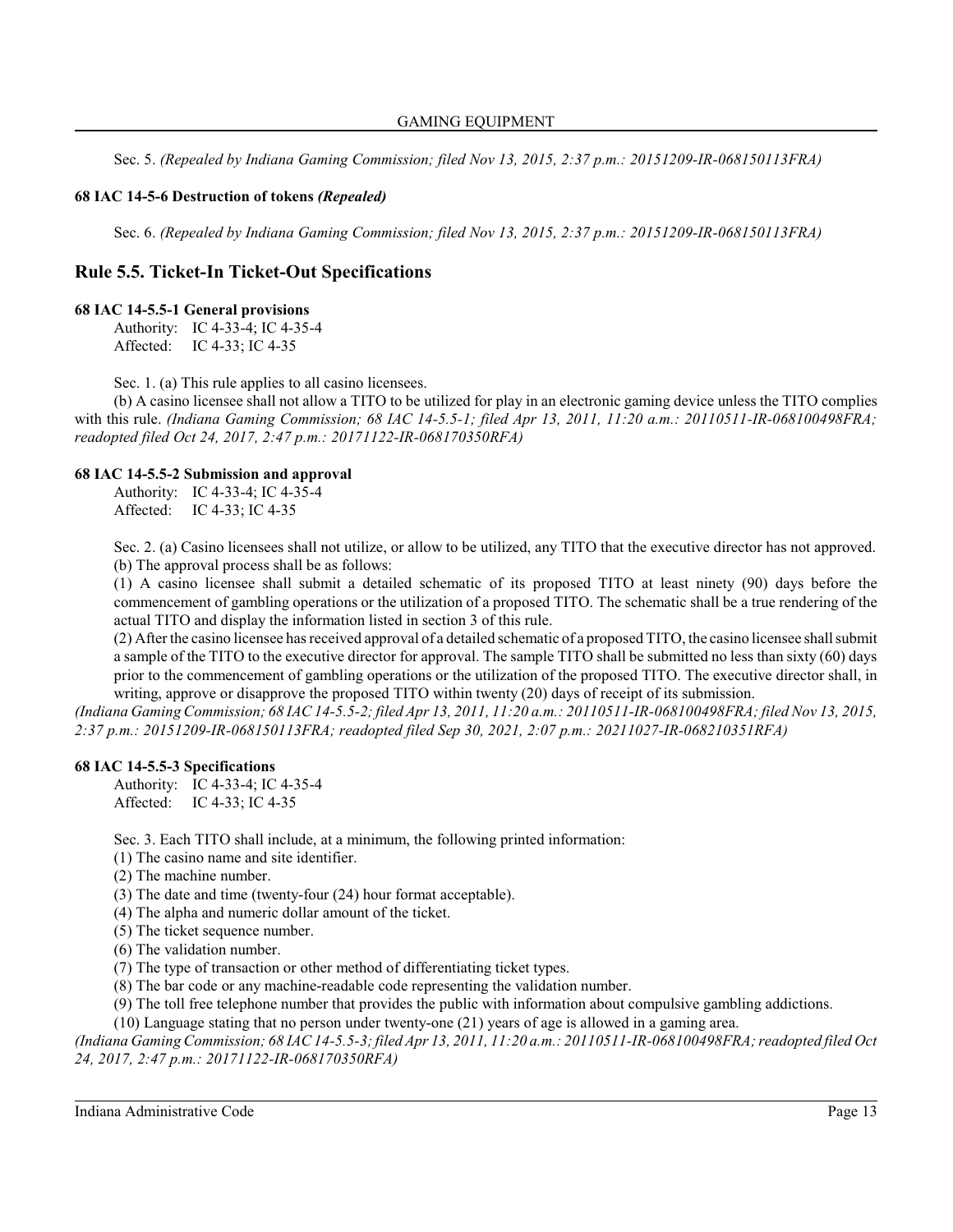Sec. 5. *(Repealed by Indiana Gaming Commission; filed Nov 13, 2015, 2:37 p.m.: 20151209-IR-068150113FRA)*

**68 IAC 14-5-6 Destruction of tokens *(Repealed)***

Sec. 6. *(Repealed by Indiana Gaming Commission; filed Nov 13, 2015, 2:37 p.m.: 20151209-IR-068150113FRA)*

## Rule 5.5. Ticket-In Ticket-Out Specifications

**68 IAC 14-5.5-1 General provisions**

Authority: IC 4-33-4; IC 4-35-4
Affected: IC 4-33; IC 4-35

Sec. 1. (a) This rule applies to all casino licensees.

(b) A casino licensee shall not allow a TITO to be utilized for play in an electronic gaming device unless the TITO complies with this rule. *(Indiana Gaming Commission; 68 IAC 14-5.5-1; filed Apr 13, 2011, 11:20 a.m.: 20110511-IR-068100498FRA; readopted filed Oct 24, 2017, 2:47 p.m.: 20171122-IR-068170350RFA)*

**68 IAC 14-5.5-2 Submission and approval**

Authority: IC 4-33-4; IC 4-35-4
Affected: IC 4-33; IC 4-35

Sec. 2. (a) Casino licensees shall not utilize, or allow to be utilized, any TITO that the executive director has not approved.

(b) The approval process shall be as follows:

(1) A casino licensee shall submit a detailed schematic of its proposed TITO at least ninety (90) days before the commencement of gambling operations or the utilization of a proposed TITO. The schematic shall be a true rendering of the actual TITO and display the information listed in section 3 of this rule.

(2) After the casino licensee has received approval of a detailed schematic of a proposed TITO, the casino licensee shall submit a sample of the TITO to the executive director for approval. The sample TITO shall be submitted no less than sixty (60) days prior to the commencement of gambling operations or the utilization of the proposed TITO. The executive director shall, in writing, approve or disapprove the proposed TITO within twenty (20) days of receipt of its submission.

*(Indiana Gaming Commission; 68 IAC 14-5.5-2; filed Apr 13, 2011, 11:20 a.m.: 20110511-IR-068100498FRA; filed Nov 13, 2015, 2:37 p.m.: 20151209-IR-068150113FRA; readopted filed Sep 30, 2021, 2:07 p.m.: 20211027-IR-068210351RFA)*

**68 IAC 14-5.5-3 Specifications**

Authority: IC 4-33-4; IC 4-35-4
Affected: IC 4-33; IC 4-35

Sec. 3. Each TITO shall include, at a minimum, the following printed information:

(1) The casino name and site identifier.

(2) The machine number.

(3) The date and time (twenty-four (24) hour format acceptable).

(4) The alpha and numeric dollar amount of the ticket.

(5) The ticket sequence number.

(6) The validation number.

(7) The type of transaction or other method of differentiating ticket types.

(8) The bar code or any machine-readable code representing the validation number.

(9) The toll free telephone number that provides the public with information about compulsive gambling addictions.

(10) Language stating that no person under twenty-one (21) years of age is allowed in a gaming area.

*(Indiana Gaming Commission; 68 IAC 14-5.5-3; filed Apr 13, 2011, 11:20 a.m.: 20110511-IR-068100498FRA; readopted filed Oct 24, 2017, 2:47 p.m.: 20171122-IR-068170350RFA)*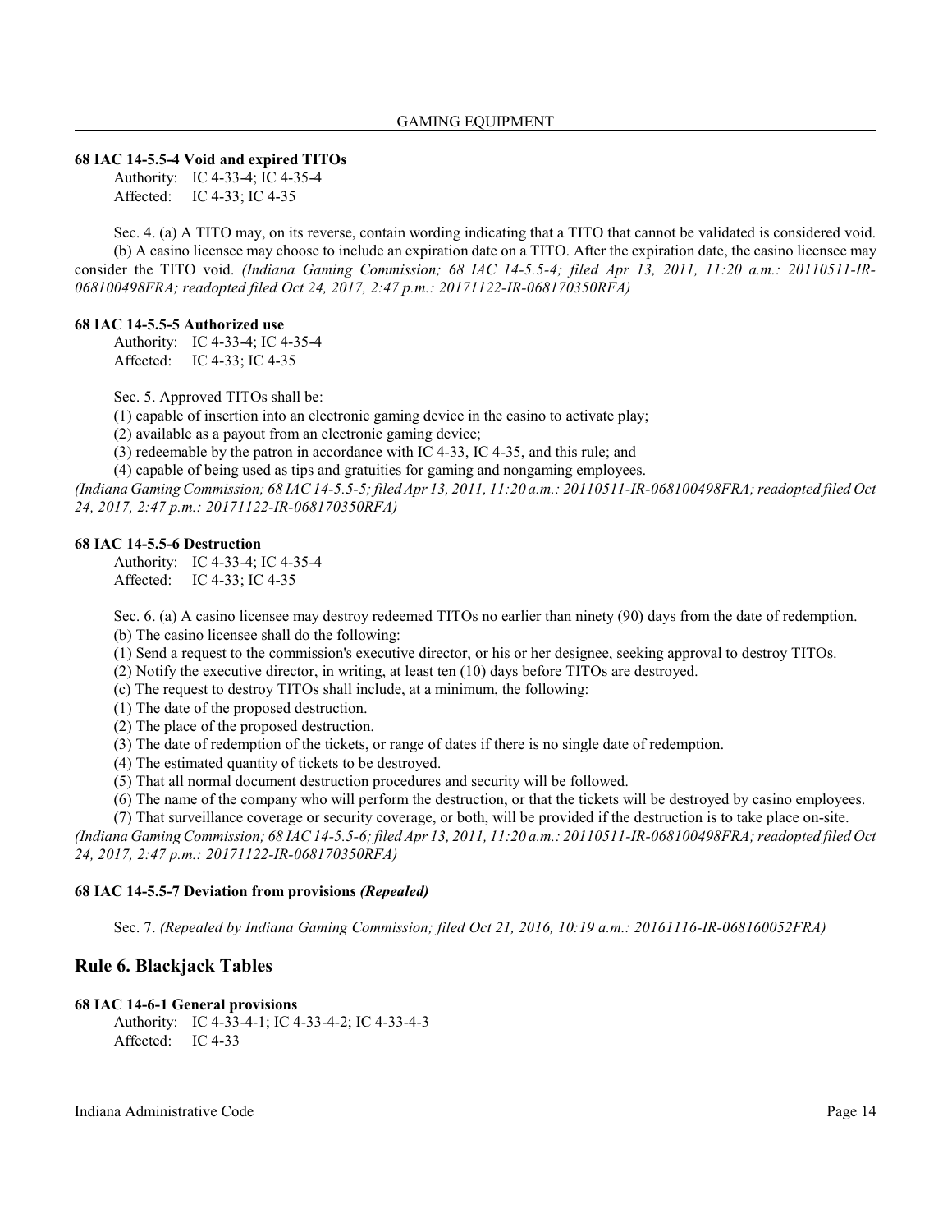### 68 IAC 14-5.5-4 Void and expired TITOs

Authority: IC 4-33-4; IC 4-35-4
Affected: IC 4-33; IC 4-35

Sec. 4. (a) A TITO may, on its reverse, contain wording indicating that a TITO that cannot be validated is considered void.

(b) A casino licensee may choose to include an expiration date on a TITO. After the expiration date, the casino licensee may consider the TITO void. *(Indiana Gaming Commission; 68 IAC 14-5.5-4; filed Apr 13, 2011, 11:20 a.m.: 20110511-IR-068100498FRA; readopted filed Oct 24, 2017, 2:47 p.m.: 20171122-IR-068170350RFA)*

### 68 IAC 14-5.5-5 Authorized use

Authority: IC 4-33-4; IC 4-35-4
Affected: IC 4-33; IC 4-35

Sec. 5. Approved TITOs shall be:

(1) capable of insertion into an electronic gaming device in the casino to activate play;

(2) available as a payout from an electronic gaming device;

(3) redeemable by the patron in accordance with IC 4-33, IC 4-35, and this rule; and

(4) capable of being used as tips and gratuities for gaming and nongaming employees.

*(Indiana Gaming Commission; 68 IAC 14-5.5-5; filed Apr 13, 2011, 11:20 a.m.: 20110511-IR-068100498FRA; readopted filed Oct 24, 2017, 2:47 p.m.: 20171122-IR-068170350RFA)*

### 68 IAC 14-5.5-6 Destruction

Authority: IC 4-33-4; IC 4-35-4
Affected: IC 4-33; IC 4-35

Sec. 6. (a) A casino licensee may destroy redeemed TITOs no earlier than ninety (90) days from the date of redemption.

(b) The casino licensee shall do the following:

(1) Send a request to the commission's executive director, or his or her designee, seeking approval to destroy TITOs.

(2) Notify the executive director, in writing, at least ten (10) days before TITOs are destroyed.

(c) The request to destroy TITOs shall include, at a minimum, the following:

(1) The date of the proposed destruction.

(2) The place of the proposed destruction.

(3) The date of redemption of the tickets, or range of dates if there is no single date of redemption.

(4) The estimated quantity of tickets to be destroyed.

(5) That all normal document destruction procedures and security will be followed.

(6) The name of the company who will perform the destruction, or that the tickets will be destroyed by casino employees.

(7) That surveillance coverage or security coverage, or both, will be provided if the destruction is to take place on-site.

*(Indiana Gaming Commission; 68 IAC 14-5.5-6; filed Apr 13, 2011, 11:20 a.m.: 20110511-IR-068100498FRA; readopted filed Oct 24, 2017, 2:47 p.m.: 20171122-IR-068170350RFA)*

### 68 IAC 14-5.5-7 Deviation from provisions *(Repealed)*

Sec. 7. *(Repealed by Indiana Gaming Commission; filed Oct 21, 2016, 10:19 a.m.: 20161116-IR-068160052FRA)*

## Rule 6. Blackjack Tables

### 68 IAC 14-6-1 General provisions

Authority: IC 4-33-4-1; IC 4-33-4-2; IC 4-33-4-3
Affected: IC 4-33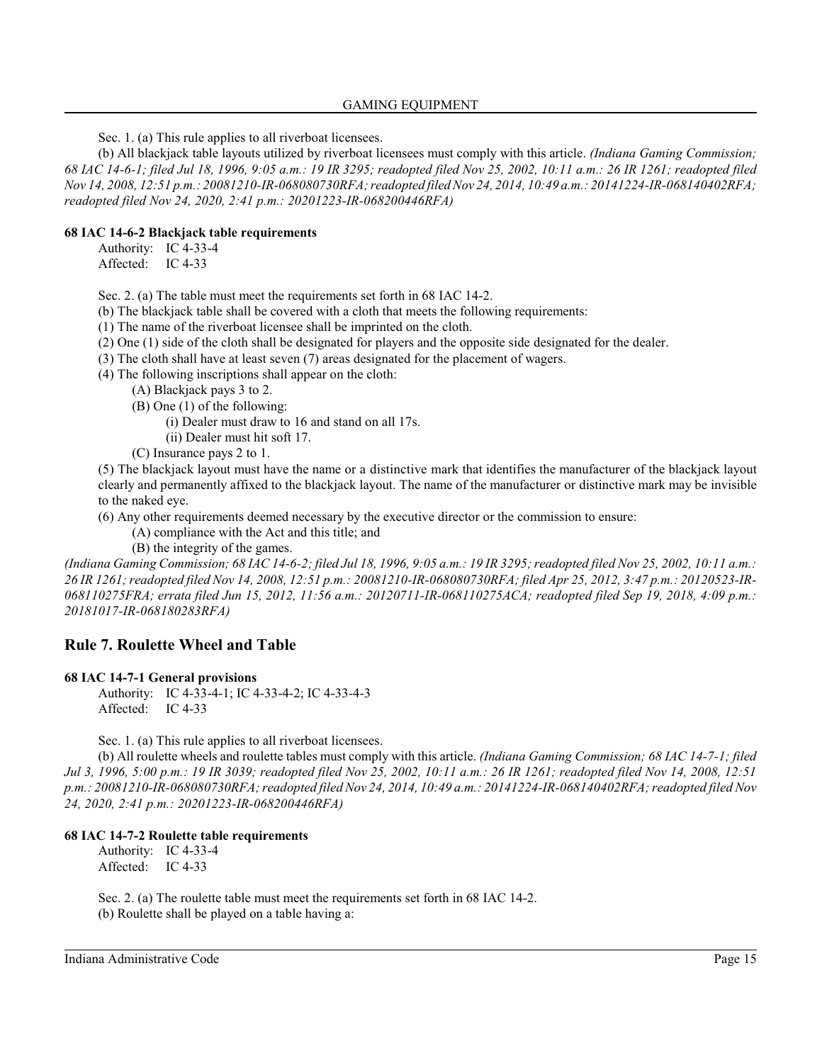Sec. 1. (a) This rule applies to all riverboat licensees.

(b) All blackjack table layouts utilized by riverboat licensees must comply with this article. *(Indiana Gaming Commission; 68 IAC 14-6-1; filed Jul 18, 1996, 9:05 a.m.: 19 IR 3295; readopted filed Nov 25, 2002, 10:11 a.m.: 26 IR 1261; readopted filed Nov 14, 2008, 12:51 p.m.: 20081210-IR-068080730RFA; readopted filed Nov 24, 2014, 10:49 a.m.: 20141224-IR-068140402RFA; readopted filed Nov 24, 2020, 2:41 p.m.: 20201223-IR-068200446RFA)*

**68 IAC 14-6-2 Blackjack table requirements**

Authority: IC 4-33-4
Affected: IC 4-33

Sec. 2. (a) The table must meet the requirements set forth in 68 IAC 14-2.

(b) The blackjack table shall be covered with a cloth that meets the following requirements:

(1) The name of the riverboat licensee shall be imprinted on the cloth.

(2) One (1) side of the cloth shall be designated for players and the opposite side designated for the dealer.

(3) The cloth shall have at least seven (7) areas designated for the placement of wagers.

(4) The following inscriptions shall appear on the cloth:

(A) Blackjack pays 3 to 2.

(B) One (1) of the following:

(i) Dealer must draw to 16 and stand on all 17s.

(ii) Dealer must hit soft 17.

(C) Insurance pays 2 to 1.

(5) The blackjack layout must have the name or a distinctive mark that identifies the manufacturer of the blackjack layout clearly and permanently affixed to the blackjack layout. The name of the manufacturer or distinctive mark may be invisible to the naked eye.

(6) Any other requirements deemed necessary by the executive director or the commission to ensure:

(A) compliance with the Act and this title; and

(B) the integrity of the games.

*(Indiana Gaming Commission; 68 IAC 14-6-2; filed Jul 18, 1996, 9:05 a.m.: 19 IR 3295; readopted filed Nov 25, 2002, 10:11 a.m.: 26 IR 1261; readopted filed Nov 14, 2008, 12:51 p.m.: 20081210-IR-068080730RFA; filed Apr 25, 2012, 3:47 p.m.: 20120523-IR-068110275FRA; errata filed Jun 15, 2012, 11:56 a.m.: 20120711-IR-068110275ACA; readopted filed Sep 19, 2018, 4:09 p.m.: 20181017-IR-068180283RFA)*

## Rule 7. Roulette Wheel and Table

**68 IAC 14-7-1 General provisions**

Authority: IC 4-33-4-1; IC 4-33-4-2; IC 4-33-4-3
Affected: IC 4-33

Sec. 1. (a) This rule applies to all riverboat licensees.

(b) All roulette wheels and roulette tables must comply with this article. *(Indiana Gaming Commission; 68 IAC 14-7-1; filed Jul 3, 1996, 5:00 p.m.: 19 IR 3039; readopted filed Nov 25, 2002, 10:11 a.m.: 26 IR 1261; readopted filed Nov 14, 2008, 12:51 p.m.: 20081210-IR-068080730RFA; readopted filed Nov 24, 2014, 10:49 a.m.: 20141224-IR-068140402RFA; readopted filed Nov 24, 2020, 2:41 p.m.: 20201223-IR-068200446RFA)*

**68 IAC 14-7-2 Roulette table requirements**

Authority: IC 4-33-4
Affected: IC 4-33

Sec. 2. (a) The roulette table must meet the requirements set forth in 68 IAC 14-2.

(b) Roulette shall be played on a table having a: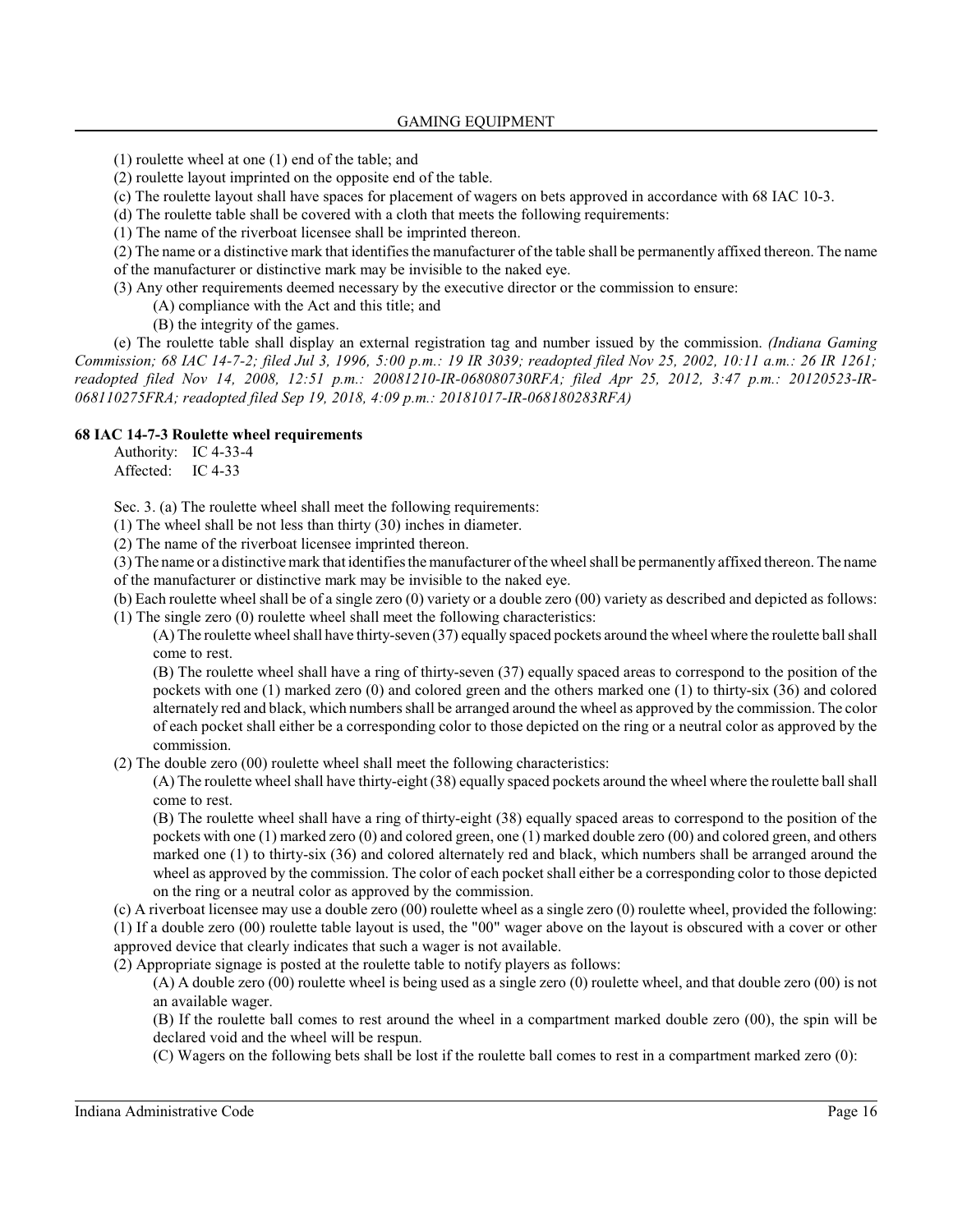(1) roulette wheel at one (1) end of the table; and

(2) roulette layout imprinted on the opposite end of the table.

(c) The roulette layout shall have spaces for placement of wagers on bets approved in accordance with 68 IAC 10-3.

(d) The roulette table shall be covered with a cloth that meets the following requirements:

(1) The name of the riverboat licensee shall be imprinted thereon.

(2) The name or a distinctive mark that identifies the manufacturer of the table shall be permanently affixed thereon. The name of the manufacturer or distinctive mark may be invisible to the naked eye.

(3) Any other requirements deemed necessary by the executive director or the commission to ensure:

(A) compliance with the Act and this title; and

(B) the integrity of the games.

(e) The roulette table shall display an external registration tag and number issued by the commission. *(Indiana Gaming Commission; 68 IAC 14-7-2; filed Jul 3, 1996, 5:00 p.m.: 19 IR 3039; readopted filed Nov 25, 2002, 10:11 a.m.: 26 IR 1261; readopted filed Nov 14, 2008, 12:51 p.m.: 20081210-IR-068080730RFA; filed Apr 25, 2012, 3:47 p.m.: 20120523-IR-068110275FRA; readopted filed Sep 19, 2018, 4:09 p.m.: 20181017-IR-068180283RFA)*

**68 IAC 14-7-3 Roulette wheel requirements**

Authority: IC 4-33-4
Affected: IC 4-33

Sec. 3. (a) The roulette wheel shall meet the following requirements:

(1) The wheel shall be not less than thirty (30) inches in diameter.

(2) The name of the riverboat licensee imprinted thereon.

(3) The name or a distinctive mark that identifies the manufacturer of the wheel shall be permanently affixed thereon. The name of the manufacturer or distinctive mark may be invisible to the naked eye.

(b) Each roulette wheel shall be of a single zero (0) variety or a double zero (00) variety as described and depicted as follows:

(1) The single zero (0) roulette wheel shall meet the following characteristics:

(A) The roulette wheel shall have thirty-seven (37) equally spaced pockets around the wheel where the roulette ball shall come to rest.

(B) The roulette wheel shall have a ring of thirty-seven (37) equally spaced areas to correspond to the position of the pockets with one (1) marked zero (0) and colored green and the others marked one (1) to thirty-six (36) and colored alternately red and black, which numbers shall be arranged around the wheel as approved by the commission. The color of each pocket shall either be a corresponding color to those depicted on the ring or a neutral color as approved by the commission.

(2) The double zero (00) roulette wheel shall meet the following characteristics:

(A) The roulette wheel shall have thirty-eight (38) equally spaced pockets around the wheel where the roulette ball shall come to rest.

(B) The roulette wheel shall have a ring of thirty-eight (38) equally spaced areas to correspond to the position of the pockets with one (1) marked zero (0) and colored green, one (1) marked double zero (00) and colored green, and others marked one (1) to thirty-six (36) and colored alternately red and black, which numbers shall be arranged around the wheel as approved by the commission. The color of each pocket shall either be a corresponding color to those depicted on the ring or a neutral color as approved by the commission.

(c) A riverboat licensee may use a double zero (00) roulette wheel as a single zero (0) roulette wheel, provided the following:

(1) If a double zero (00) roulette table layout is used, the "00" wager above on the layout is obscured with a cover or other approved device that clearly indicates that such a wager is not available.

(2) Appropriate signage is posted at the roulette table to notify players as follows:

(A) A double zero (00) roulette wheel is being used as a single zero (0) roulette wheel, and that double zero (00) is not an available wager.

(B) If the roulette ball comes to rest around the wheel in a compartment marked double zero (00), the spin will be declared void and the wheel will be respun.

(C) Wagers on the following bets shall be lost if the roulette ball comes to rest in a compartment marked zero (0):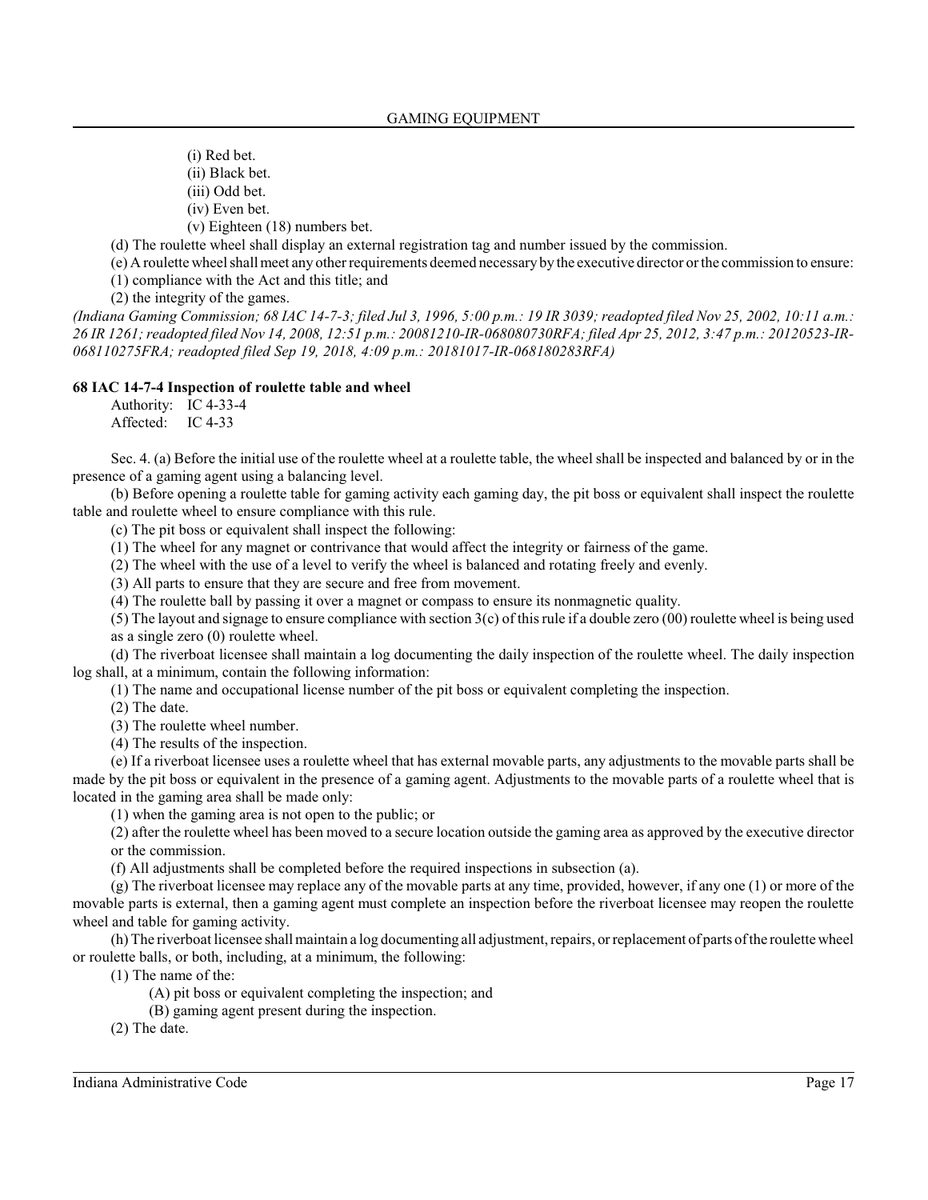(i) Red bet.

(ii) Black bet.

(iii) Odd bet.

(iv) Even bet.

(v) Eighteen (18) numbers bet.

(d) The roulette wheel shall display an external registration tag and number issued by the commission.

(e) A roulette wheel shall meet any other requirements deemed necessary by the executive director or the commission to ensure:

(1) compliance with the Act and this title; and

(2) the integrity of the games.

*(Indiana Gaming Commission; 68 IAC 14-7-3; filed Jul 3, 1996, 5:00 p.m.: 19 IR 3039; readopted filed Nov 25, 2002, 10:11 a.m.: 26 IR 1261; readopted filed Nov 14, 2008, 12:51 p.m.: 20081210-IR-068080730RFA; filed Apr 25, 2012, 3:47 p.m.: 20120523-IR-068110275FRA; readopted filed Sep 19, 2018, 4:09 p.m.: 20181017-IR-068180283RFA)*

**68 IAC 14-7-4 Inspection of roulette table and wheel**

Authority: IC 4-33-4
Affected: IC 4-33

Sec. 4. (a) Before the initial use of the roulette wheel at a roulette table, the wheel shall be inspected and balanced by or in the presence of a gaming agent using a balancing level.

(b) Before opening a roulette table for gaming activity each gaming day, the pit boss or equivalent shall inspect the roulette table and roulette wheel to ensure compliance with this rule.

(c) The pit boss or equivalent shall inspect the following:

(1) The wheel for any magnet or contrivance that would affect the integrity or fairness of the game.

(2) The wheel with the use of a level to verify the wheel is balanced and rotating freely and evenly.

(3) All parts to ensure that they are secure and free from movement.

(4) The roulette ball by passing it over a magnet or compass to ensure its nonmagnetic quality.

(5) The layout and signage to ensure compliance with section 3(c) of this rule if a double zero (00) roulette wheel is being used as a single zero (0) roulette wheel.

(d) The riverboat licensee shall maintain a log documenting the daily inspection of the roulette wheel. The daily inspection log shall, at a minimum, contain the following information:

(1) The name and occupational license number of the pit boss or equivalent completing the inspection.

(2) The date.

(3) The roulette wheel number.

(4) The results of the inspection.

(e) If a riverboat licensee uses a roulette wheel that has external movable parts, any adjustments to the movable parts shall be made by the pit boss or equivalent in the presence of a gaming agent. Adjustments to the movable parts of a roulette wheel that is located in the gaming area shall be made only:

(1) when the gaming area is not open to the public; or

(2) after the roulette wheel has been moved to a secure location outside the gaming area as approved by the executive director or the commission.

(f) All adjustments shall be completed before the required inspections in subsection (a).

(g) The riverboat licensee may replace any of the movable parts at any time, provided, however, if any one (1) or more of the movable parts is external, then a gaming agent must complete an inspection before the riverboat licensee may reopen the roulette wheel and table for gaming activity.

(h) The riverboat licensee shall maintain a log documenting all adjustment, repairs, or replacement of parts of the roulette wheel or roulette balls, or both, including, at a minimum, the following:

(1) The name of the:

(A) pit boss or equivalent completing the inspection; and

(B) gaming agent present during the inspection.

(2) The date.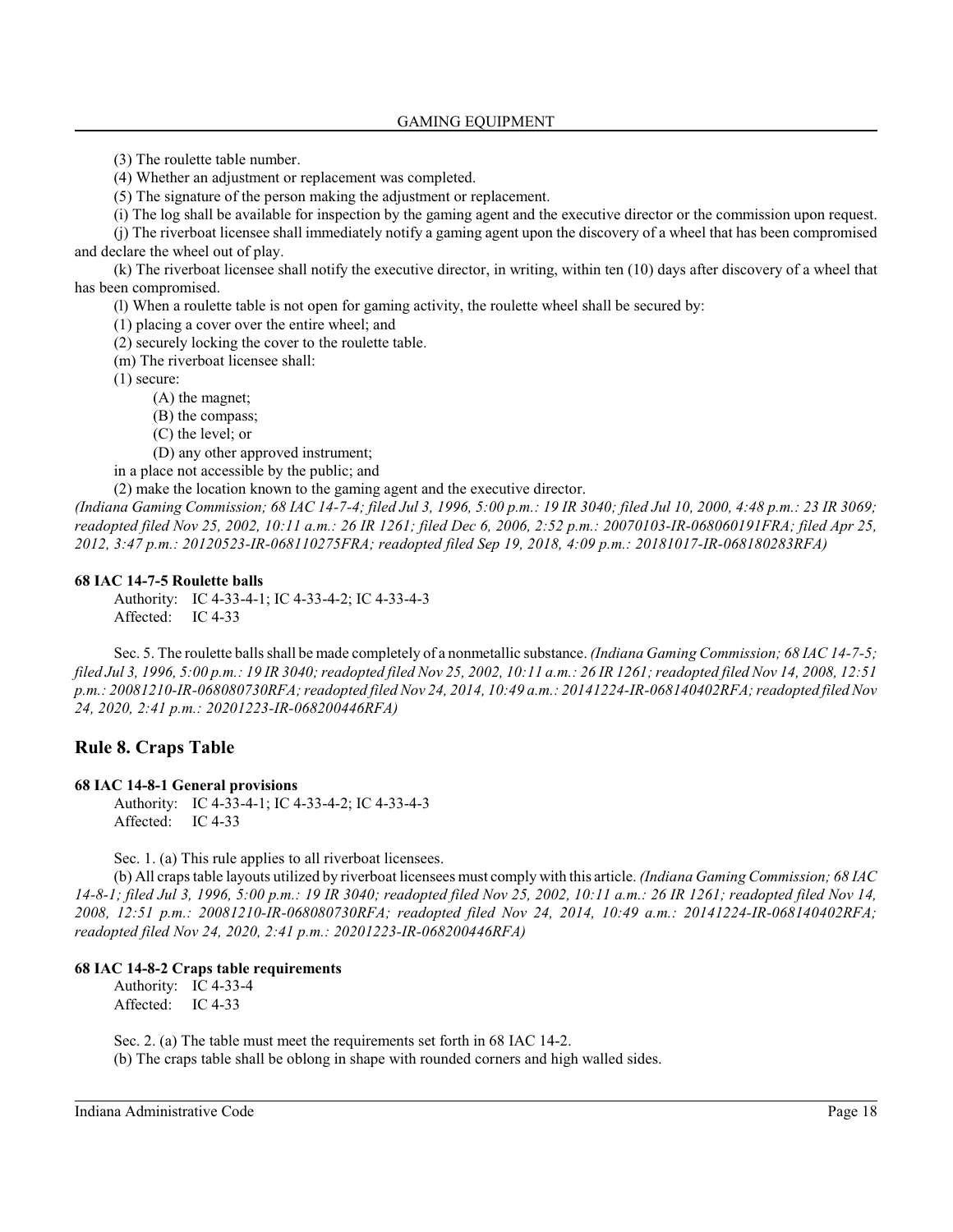(3) The roulette table number.

(4) Whether an adjustment or replacement was completed.

(5) The signature of the person making the adjustment or replacement.

(i) The log shall be available for inspection by the gaming agent and the executive director or the commission upon request.

(j) The riverboat licensee shall immediately notify a gaming agent upon the discovery of a wheel that has been compromised and declare the wheel out of play.

(k) The riverboat licensee shall notify the executive director, in writing, within ten (10) days after discovery of a wheel that has been compromised.

(l) When a roulette table is not open for gaming activity, the roulette wheel shall be secured by:

(1) placing a cover over the entire wheel; and

(2) securely locking the cover to the roulette table.

(m) The riverboat licensee shall:

(1) secure:

(A) the magnet;

(B) the compass;

(C) the level; or

(D) any other approved instrument;

in a place not accessible by the public; and

(2) make the location known to the gaming agent and the executive director.

*(Indiana Gaming Commission; 68 IAC 14-7-4; filed Jul 3, 1996, 5:00 p.m.: 19 IR 3040; filed Jul 10, 2000, 4:48 p.m.: 23 IR 3069; readopted filed Nov 25, 2002, 10:11 a.m.: 26 IR 1261; filed Dec 6, 2006, 2:52 p.m.: 20070103-IR-068060191FRA; filed Apr 25, 2012, 3:47 p.m.: 20120523-IR-068110275FRA; readopted filed Sep 19, 2018, 4:09 p.m.: 20181017-IR-068180283RFA)*

#### 68 IAC 14-7-5 Roulette balls

Authority: IC 4-33-4-1; IC 4-33-4-2; IC 4-33-4-3
Affected: IC 4-33

Sec. 5. The roulette balls shall be made completely of a nonmetallic substance. *(Indiana Gaming Commission; 68 IAC 14-7-5; filed Jul 3, 1996, 5:00 p.m.: 19 IR 3040; readopted filed Nov 25, 2002, 10:11 a.m.: 26 IR 1261; readopted filed Nov 14, 2008, 12:51 p.m.: 20081210-IR-068080730RFA; readopted filed Nov 24, 2014, 10:49 a.m.: 20141224-IR-068140402RFA; readopted filed Nov 24, 2020, 2:41 p.m.: 20201223-IR-068200446RFA)*

## Rule 8. Craps Table

#### 68 IAC 14-8-1 General provisions

Authority: IC 4-33-4-1; IC 4-33-4-2; IC 4-33-4-3
Affected: IC 4-33

Sec. 1. (a) This rule applies to all riverboat licensees.

(b) All craps table layouts utilized by riverboat licensees must comply with this article. *(Indiana Gaming Commission; 68 IAC 14-8-1; filed Jul 3, 1996, 5:00 p.m.: 19 IR 3040; readopted filed Nov 25, 2002, 10:11 a.m.: 26 IR 1261; readopted filed Nov 14, 2008, 12:51 p.m.: 20081210-IR-068080730RFA; readopted filed Nov 24, 2014, 10:49 a.m.: 20141224-IR-068140402RFA; readopted filed Nov 24, 2020, 2:41 p.m.: 20201223-IR-068200446RFA)*

#### 68 IAC 14-8-2 Craps table requirements

Authority: IC 4-33-4
Affected: IC 4-33

Sec. 2. (a) The table must meet the requirements set forth in 68 IAC 14-2.

(b) The craps table shall be oblong in shape with rounded corners and high walled sides.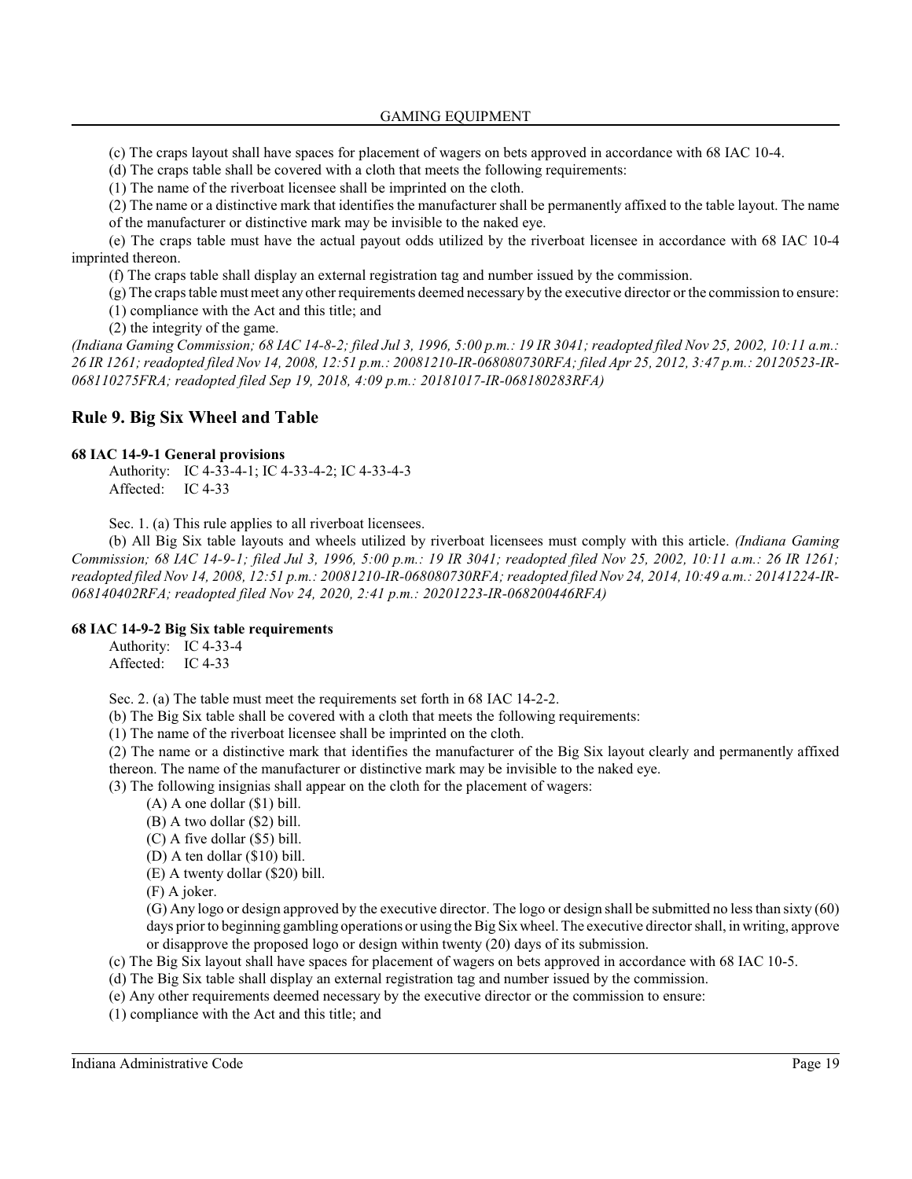(c) The craps layout shall have spaces for placement of wagers on bets approved in accordance with 68 IAC 10-4.

(d) The craps table shall be covered with a cloth that meets the following requirements:

(1) The name of the riverboat licensee shall be imprinted on the cloth.

(2) The name or a distinctive mark that identifies the manufacturer shall be permanently affixed to the table layout. The name of the manufacturer or distinctive mark may be invisible to the naked eye.

(e) The craps table must have the actual payout odds utilized by the riverboat licensee in accordance with 68 IAC 10-4 imprinted thereon.

(f) The craps table shall display an external registration tag and number issued by the commission.

(g) The craps table must meet any other requirements deemed necessary by the executive director or the commission to ensure:

(1) compliance with the Act and this title; and

(2) the integrity of the game.

*(Indiana Gaming Commission; 68 IAC 14-8-2; filed Jul 3, 1996, 5:00 p.m.: 19 IR 3041; readopted filed Nov 25, 2002, 10:11 a.m.: 26 IR 1261; readopted filed Nov 14, 2008, 12:51 p.m.: 20081210-IR-068080730RFA; filed Apr 25, 2012, 3:47 p.m.: 20120523-IR-068110275FRA; readopted filed Sep 19, 2018, 4:09 p.m.: 20181017-IR-068180283RFA)*

## Rule 9. Big Six Wheel and Table

#### 68 IAC 14-9-1 General provisions

Authority: IC 4-33-4-1; IC 4-33-4-2; IC 4-33-4-3
Affected: IC 4-33

Sec. 1. (a) This rule applies to all riverboat licensees.

(b) All Big Six table layouts and wheels utilized by riverboat licensees must comply with this article. *(Indiana Gaming Commission; 68 IAC 14-9-1; filed Jul 3, 1996, 5:00 p.m.: 19 IR 3041; readopted filed Nov 25, 2002, 10:11 a.m.: 26 IR 1261; readopted filed Nov 14, 2008, 12:51 p.m.: 20081210-IR-068080730RFA; readopted filed Nov 24, 2014, 10:49 a.m.: 20141224-IR-068140402RFA; readopted filed Nov 24, 2020, 2:41 p.m.: 20201223-IR-068200446RFA)*

#### 68 IAC 14-9-2 Big Six table requirements

Authority: IC 4-33-4
Affected: IC 4-33

Sec. 2. (a) The table must meet the requirements set forth in 68 IAC 14-2-2.

(b) The Big Six table shall be covered with a cloth that meets the following requirements:

(1) The name of the riverboat licensee shall be imprinted on the cloth.

(2) The name or a distinctive mark that identifies the manufacturer of the Big Six layout clearly and permanently affixed thereon. The name of the manufacturer or distinctive mark may be invisible to the naked eye.

(3) The following insignias shall appear on the cloth for the placement of wagers:

(A) A one dollar ($1) bill.

(B) A two dollar ($2) bill.

(C) A five dollar ($5) bill.

(D) A ten dollar ($10) bill.

(E) A twenty dollar ($20) bill.

(F) A joker.

(G) Any logo or design approved by the executive director. The logo or design shall be submitted no less than sixty (60) days prior to beginning gambling operations or using the Big Six wheel. The executive director shall, in writing, approve or disapprove the proposed logo or design within twenty (20) days of its submission.

(c) The Big Six layout shall have spaces for placement of wagers on bets approved in accordance with 68 IAC 10-5.

(d) The Big Six table shall display an external registration tag and number issued by the commission.

(e) Any other requirements deemed necessary by the executive director or the commission to ensure:

(1) compliance with the Act and this title; and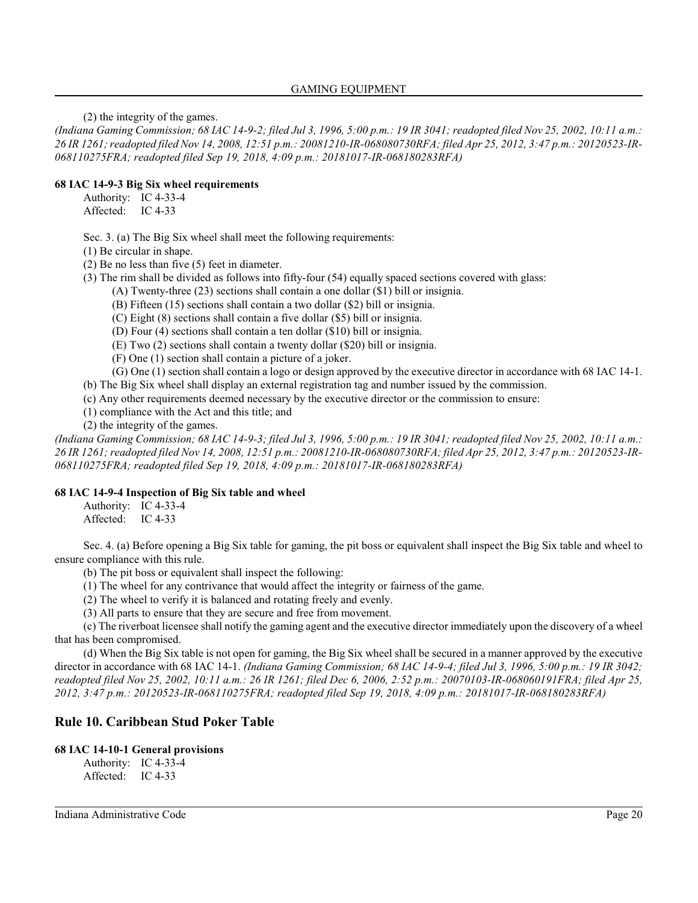(2) the integrity of the games.

*(Indiana Gaming Commission; 68 IAC 14-9-2; filed Jul 3, 1996, 5:00 p.m.: 19 IR 3041; readopted filed Nov 25, 2002, 10:11 a.m.: 26 IR 1261; readopted filed Nov 14, 2008, 12:51 p.m.: 20081210-IR-068080730RFA; filed Apr 25, 2012, 3:47 p.m.: 20120523-IR-068110275FRA; readopted filed Sep 19, 2018, 4:09 p.m.: 20181017-IR-068180283RFA)*

#### 68 IAC 14-9-3 Big Six wheel requirements

Authority: IC 4-33-4
Affected: IC 4-33

Sec. 3. (a) The Big Six wheel shall meet the following requirements:

(1) Be circular in shape.

(2) Be no less than five (5) feet in diameter.

(3) The rim shall be divided as follows into fifty-four (54) equally spaced sections covered with glass:

(A) Twenty-three (23) sections shall contain a one dollar ($1) bill or insignia.

(B) Fifteen (15) sections shall contain a two dollar ($2) bill or insignia.

(C) Eight (8) sections shall contain a five dollar ($5) bill or insignia.

(D) Four (4) sections shall contain a ten dollar ($10) bill or insignia.

(E) Two (2) sections shall contain a twenty dollar ($20) bill or insignia.

(F) One (1) section shall contain a picture of a joker.

(G) One (1) section shall contain a logo or design approved by the executive director in accordance with 68 IAC 14-1.

(b) The Big Six wheel shall display an external registration tag and number issued by the commission.

(c) Any other requirements deemed necessary by the executive director or the commission to ensure:

(1) compliance with the Act and this title; and

(2) the integrity of the games.

*(Indiana Gaming Commission; 68 IAC 14-9-3; filed Jul 3, 1996, 5:00 p.m.: 19 IR 3041; readopted filed Nov 25, 2002, 10:11 a.m.: 26 IR 1261; readopted filed Nov 14, 2008, 12:51 p.m.: 20081210-IR-068080730RFA; filed Apr 25, 2012, 3:47 p.m.: 20120523-IR-068110275FRA; readopted filed Sep 19, 2018, 4:09 p.m.: 20181017-IR-068180283RFA)*

#### 68 IAC 14-9-4 Inspection of Big Six table and wheel

Authority: IC 4-33-4
Affected: IC 4-33

Sec. 4. (a) Before opening a Big Six table for gaming, the pit boss or equivalent shall inspect the Big Six table and wheel to ensure compliance with this rule.

(b) The pit boss or equivalent shall inspect the following:

(1) The wheel for any contrivance that would affect the integrity or fairness of the game.

(2) The wheel to verify it is balanced and rotating freely and evenly.

(3) All parts to ensure that they are secure and free from movement.

(c) The riverboat licensee shall notify the gaming agent and the executive director immediately upon the discovery of a wheel that has been compromised.

(d) When the Big Six table is not open for gaming, the Big Six wheel shall be secured in a manner approved by the executive director in accordance with 68 IAC 14-1. *(Indiana Gaming Commission; 68 IAC 14-9-4; filed Jul 3, 1996, 5:00 p.m.: 19 IR 3042; readopted filed Nov 25, 2002, 10:11 a.m.: 26 IR 1261; filed Dec 6, 2006, 2:52 p.m.: 20070103-IR-068060191FRA; filed Apr 25, 2012, 3:47 p.m.: 20120523-IR-068110275FRA; readopted filed Sep 19, 2018, 4:09 p.m.: 20181017-IR-068180283RFA)*

## Rule 10. Caribbean Stud Poker Table

#### 68 IAC 14-10-1 General provisions

Authority: IC 4-33-4
Affected: IC 4-33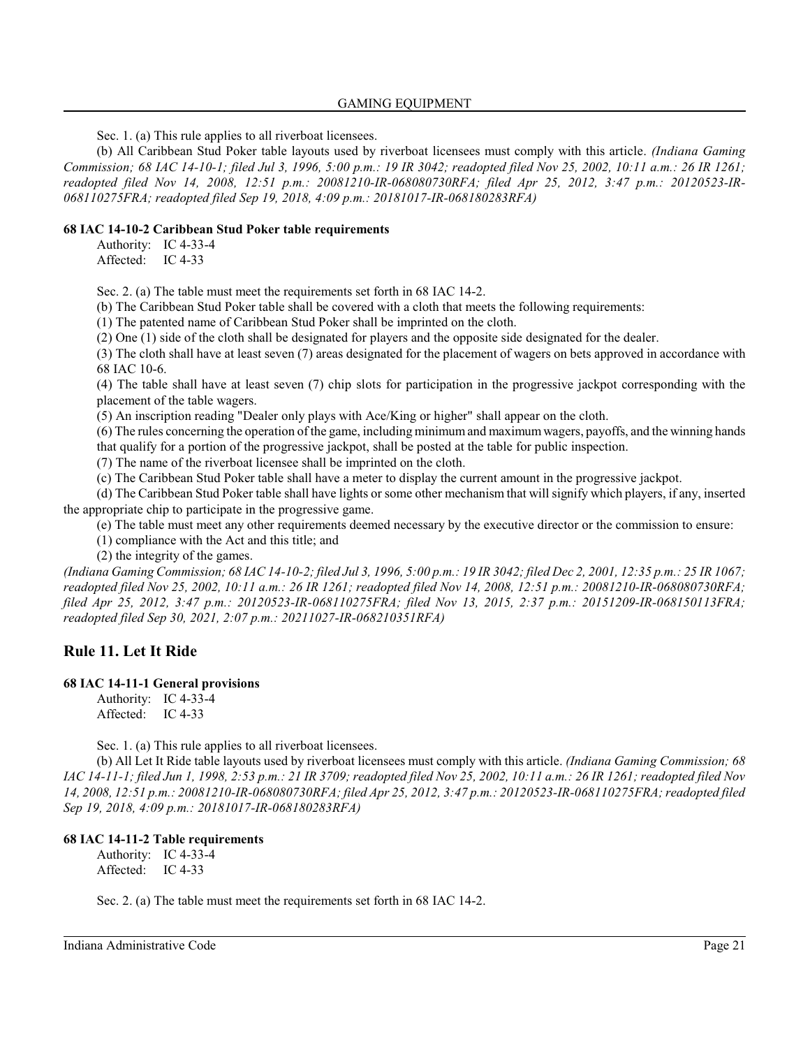Sec. 1. (a) This rule applies to all riverboat licensees.

(b) All Caribbean Stud Poker table layouts used by riverboat licensees must comply with this article. *(Indiana Gaming Commission; 68 IAC 14-10-1; filed Jul 3, 1996, 5:00 p.m.: 19 IR 3042; readopted filed Nov 25, 2002, 10:11 a.m.: 26 IR 1261; readopted filed Nov 14, 2008, 12:51 p.m.: 20081210-IR-068080730RFA; filed Apr 25, 2012, 3:47 p.m.: 20120523-IR-068110275FRA; readopted filed Sep 19, 2018, 4:09 p.m.: 20181017-IR-068180283RFA)*

**68 IAC 14-10-2 Caribbean Stud Poker table requirements**

Authority: IC 4-33-4
Affected: IC 4-33

Sec. 2. (a) The table must meet the requirements set forth in 68 IAC 14-2.

(b) The Caribbean Stud Poker table shall be covered with a cloth that meets the following requirements:

(1) The patented name of Caribbean Stud Poker shall be imprinted on the cloth.

(2) One (1) side of the cloth shall be designated for players and the opposite side designated for the dealer.

(3) The cloth shall have at least seven (7) areas designated for the placement of wagers on bets approved in accordance with 68 IAC 10-6.

(4) The table shall have at least seven (7) chip slots for participation in the progressive jackpot corresponding with the placement of the table wagers.

(5) An inscription reading "Dealer only plays with Ace/King or higher" shall appear on the cloth.

(6) The rules concerning the operation of the game, including minimum and maximum wagers, payoffs, and the winning hands that qualify for a portion of the progressive jackpot, shall be posted at the table for public inspection.

(7) The name of the riverboat licensee shall be imprinted on the cloth.

(c) The Caribbean Stud Poker table shall have a meter to display the current amount in the progressive jackpot.

(d) The Caribbean Stud Poker table shall have lights or some other mechanism that will signify which players, if any, inserted the appropriate chip to participate in the progressive game.

(e) The table must meet any other requirements deemed necessary by the executive director or the commission to ensure:

(1) compliance with the Act and this title; and

(2) the integrity of the games.

*(Indiana Gaming Commission; 68 IAC 14-10-2; filed Jul 3, 1996, 5:00 p.m.: 19 IR 3042; filed Dec 2, 2001, 12:35 p.m.: 25 IR 1067; readopted filed Nov 25, 2002, 10:11 a.m.: 26 IR 1261; readopted filed Nov 14, 2008, 12:51 p.m.: 20081210-IR-068080730RFA; filed Apr 25, 2012, 3:47 p.m.: 20120523-IR-068110275FRA; filed Nov 13, 2015, 2:37 p.m.: 20151209-IR-068150113FRA; readopted filed Sep 30, 2021, 2:07 p.m.: 20211027-IR-068210351RFA)*

## Rule 11. Let It Ride

**68 IAC 14-11-1 General provisions**

Authority: IC 4-33-4
Affected: IC 4-33

Sec. 1. (a) This rule applies to all riverboat licensees.

(b) All Let It Ride table layouts used by riverboat licensees must comply with this article. *(Indiana Gaming Commission; 68 IAC 14-11-1; filed Jun 1, 1998, 2:53 p.m.: 21 IR 3709; readopted filed Nov 25, 2002, 10:11 a.m.: 26 IR 1261; readopted filed Nov 14, 2008, 12:51 p.m.: 20081210-IR-068080730RFA; filed Apr 25, 2012, 3:47 p.m.: 20120523-IR-068110275FRA; readopted filed Sep 19, 2018, 4:09 p.m.: 20181017-IR-068180283RFA)*

**68 IAC 14-11-2 Table requirements**

Authority: IC 4-33-4
Affected: IC 4-33

Sec. 2. (a) The table must meet the requirements set forth in 68 IAC 14-2.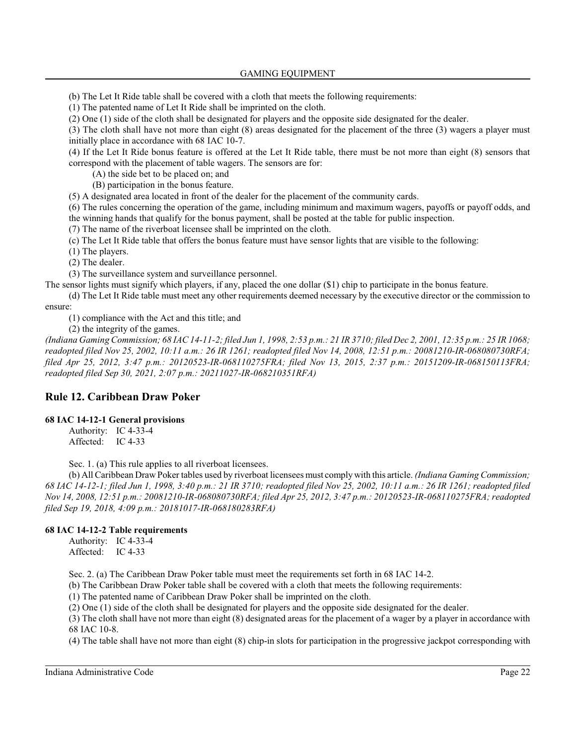(b) The Let It Ride table shall be covered with a cloth that meets the following requirements:

(1) The patented name of Let It Ride shall be imprinted on the cloth.

(2) One (1) side of the cloth shall be designated for players and the opposite side designated for the dealer.

(3) The cloth shall have not more than eight (8) areas designated for the placement of the three (3) wagers a player must initially place in accordance with 68 IAC 10-7.

(4) If the Let It Ride bonus feature is offered at the Let It Ride table, there must be not more than eight (8) sensors that correspond with the placement of table wagers. The sensors are for:

(A) the side bet to be placed on; and

(B) participation in the bonus feature.

(5) A designated area located in front of the dealer for the placement of the community cards.

(6) The rules concerning the operation of the game, including minimum and maximum wagers, payoffs or payoff odds, and the winning hands that qualify for the bonus payment, shall be posted at the table for public inspection.

(7) The name of the riverboat licensee shall be imprinted on the cloth.

(c) The Let It Ride table that offers the bonus feature must have sensor lights that are visible to the following:

(1) The players.

(2) The dealer.

(3) The surveillance system and surveillance personnel.

The sensor lights must signify which players, if any, placed the one dollar ($1) chip to participate in the bonus feature.

(d) The Let It Ride table must meet any other requirements deemed necessary by the executive director or the commission to ensure:

(1) compliance with the Act and this title; and

(2) the integrity of the games.

*(Indiana Gaming Commission; 68 IAC 14-11-2; filed Jun 1, 1998, 2:53 p.m.: 21 IR 3710; filed Dec 2, 2001, 12:35 p.m.: 25 IR 1068; readopted filed Nov 25, 2002, 10:11 a.m.: 26 IR 1261; readopted filed Nov 14, 2008, 12:51 p.m.: 20081210-IR-068080730RFA; filed Apr 25, 2012, 3:47 p.m.: 20120523-IR-068110275FRA; filed Nov 13, 2015, 2:37 p.m.: 20151209-IR-068150113FRA; readopted filed Sep 30, 2021, 2:07 p.m.: 20211027-IR-068210351RFA)*

## Rule 12. Caribbean Draw Poker

### 68 IAC 14-12-1 General provisions

Authority: IC 4-33-4
Affected: IC 4-33

Sec. 1. (a) This rule applies to all riverboat licensees.

(b) All Caribbean Draw Poker tables used by riverboat licensees must comply with this article. *(Indiana Gaming Commission; 68 IAC 14-12-1; filed Jun 1, 1998, 3:40 p.m.: 21 IR 3710; readopted filed Nov 25, 2002, 10:11 a.m.: 26 IR 1261; readopted filed Nov 14, 2008, 12:51 p.m.: 20081210-IR-068080730RFA; filed Apr 25, 2012, 3:47 p.m.: 20120523-IR-068110275FRA; readopted filed Sep 19, 2018, 4:09 p.m.: 20181017-IR-068180283RFA)*

### 68 IAC 14-12-2 Table requirements

Authority: IC 4-33-4
Affected: IC 4-33

Sec. 2. (a) The Caribbean Draw Poker table must meet the requirements set forth in 68 IAC 14-2.

(b) The Caribbean Draw Poker table shall be covered with a cloth that meets the following requirements:

(1) The patented name of Caribbean Draw Poker shall be imprinted on the cloth.

(2) One (1) side of the cloth shall be designated for players and the opposite side designated for the dealer.

(3) The cloth shall have not more than eight (8) designated areas for the placement of a wager by a player in accordance with 68 IAC 10-8.

(4) The table shall have not more than eight (8) chip-in slots for participation in the progressive jackpot corresponding with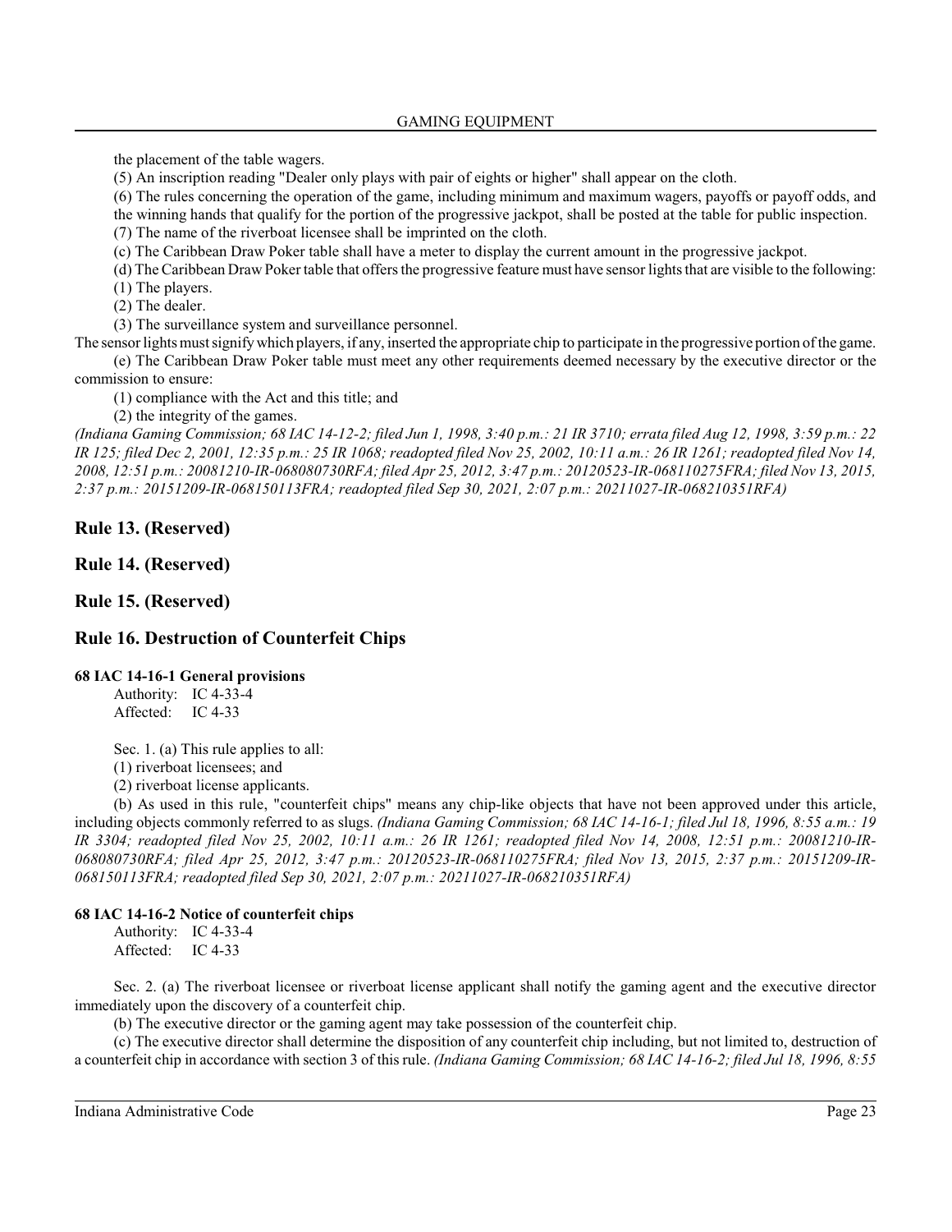the placement of the table wagers.

(5) An inscription reading "Dealer only plays with pair of eights or higher" shall appear on the cloth.

(6) The rules concerning the operation of the game, including minimum and maximum wagers, payoffs or payoff odds, and the winning hands that qualify for the portion of the progressive jackpot, shall be posted at the table for public inspection.

(7) The name of the riverboat licensee shall be imprinted on the cloth.

(c) The Caribbean Draw Poker table shall have a meter to display the current amount in the progressive jackpot.

(d) The Caribbean Draw Poker table that offers the progressive feature must have sensor lights that are visible to the following:

(1) The players.

(2) The dealer.

(3) The surveillance system and surveillance personnel.

The sensor lights must signify which players, if any, inserted the appropriate chip to participate in the progressive portion of the game.

(e) The Caribbean Draw Poker table must meet any other requirements deemed necessary by the executive director or the commission to ensure:

(1) compliance with the Act and this title; and

(2) the integrity of the games.

*(Indiana Gaming Commission; 68 IAC 14-12-2; filed Jun 1, 1998, 3:40 p.m.: 21 IR 3710; errata filed Aug 12, 1998, 3:59 p.m.: 22 IR 125; filed Dec 2, 2001, 12:35 p.m.: 25 IR 1068; readopted filed Nov 25, 2002, 10:11 a.m.: 26 IR 1261; readopted filed Nov 14, 2008, 12:51 p.m.: 20081210-IR-068080730RFA; filed Apr 25, 2012, 3:47 p.m.: 20120523-IR-068110275FRA; filed Nov 13, 2015, 2:37 p.m.: 20151209-IR-068150113FRA; readopted filed Sep 30, 2021, 2:07 p.m.: 20211027-IR-068210351RFA)*

## Rule 13. (Reserved)

## Rule 14. (Reserved)

## Rule 15. (Reserved)

## Rule 16. Destruction of Counterfeit Chips

### 68 IAC 14-16-1 General provisions

Authority: IC 4-33-4
Affected: IC 4-33

Sec. 1. (a) This rule applies to all:

(1) riverboat licensees; and

(2) riverboat license applicants.

(b) As used in this rule, "counterfeit chips" means any chip-like objects that have not been approved under this article, including objects commonly referred to as slugs. *(Indiana Gaming Commission; 68 IAC 14-16-1; filed Jul 18, 1996, 8:55 a.m.: 19 IR 3304; readopted filed Nov 25, 2002, 10:11 a.m.: 26 IR 1261; readopted filed Nov 14, 2008, 12:51 p.m.: 20081210-IR-068080730RFA; filed Apr 25, 2012, 3:47 p.m.: 20120523-IR-068110275FRA; filed Nov 13, 2015, 2:37 p.m.: 20151209-IR-068150113FRA; readopted filed Sep 30, 2021, 2:07 p.m.: 20211027-IR-068210351RFA)*

### 68 IAC 14-16-2 Notice of counterfeit chips

Authority: IC 4-33-4
Affected: IC 4-33

Sec. 2. (a) The riverboat licensee or riverboat license applicant shall notify the gaming agent and the executive director immediately upon the discovery of a counterfeit chip.

(b) The executive director or the gaming agent may take possession of the counterfeit chip.

(c) The executive director shall determine the disposition of any counterfeit chip including, but not limited to, destruction of a counterfeit chip in accordance with section 3 of this rule. *(Indiana Gaming Commission; 68 IAC 14-16-2; filed Jul 18, 1996, 8:55*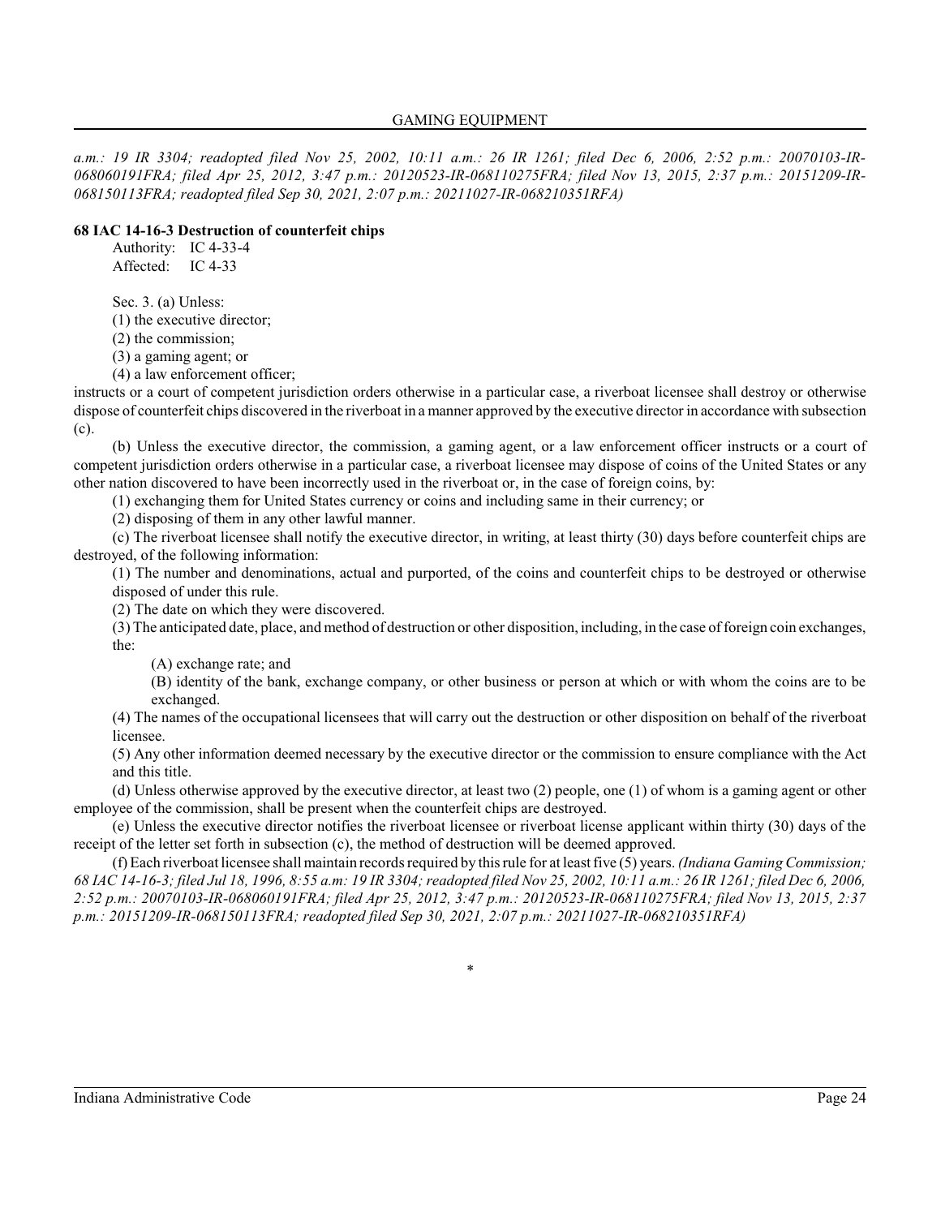*a.m.: 19 IR 3304; readopted filed Nov 25, 2002, 10:11 a.m.: 26 IR 1261; filed Dec 6, 2006, 2:52 p.m.: 20070103-IR-068060191FRA; filed Apr 25, 2012, 3:47 p.m.: 20120523-IR-068110275FRA; filed Nov 13, 2015, 2:37 p.m.: 20151209-IR-068150113FRA; readopted filed Sep 30, 2021, 2:07 p.m.: 20211027-IR-068210351RFA)*

**68 IAC 14-16-3 Destruction of counterfeit chips**

Authority: IC 4-33-4
Affected: IC 4-33

Sec. 3. (a) Unless:

(1) the executive director;

(2) the commission;

(3) a gaming agent; or

(4) a law enforcement officer;

instructs or a court of competent jurisdiction orders otherwise in a particular case, a riverboat licensee shall destroy or otherwise dispose of counterfeit chips discovered in the riverboat in a manner approved by the executive director in accordance with subsection (c).

(b) Unless the executive director, the commission, a gaming agent, or a law enforcement officer instructs or a court of competent jurisdiction orders otherwise in a particular case, a riverboat licensee may dispose of coins of the United States or any other nation discovered to have been incorrectly used in the riverboat or, in the case of foreign coins, by:

(1) exchanging them for United States currency or coins and including same in their currency; or

(2) disposing of them in any other lawful manner.

(c) The riverboat licensee shall notify the executive director, in writing, at least thirty (30) days before counterfeit chips are destroyed, of the following information:

(1) The number and denominations, actual and purported, of the coins and counterfeit chips to be destroyed or otherwise disposed of under this rule.

(2) The date on which they were discovered.

(3) The anticipated date, place, and method of destruction or other disposition, including, in the case of foreign coin exchanges, the:

(A) exchange rate; and

(B) identity of the bank, exchange company, or other business or person at which or with whom the coins are to be exchanged.

(4) The names of the occupational licensees that will carry out the destruction or other disposition on behalf of the riverboat licensee.

(5) Any other information deemed necessary by the executive director or the commission to ensure compliance with the Act and this title.

(d) Unless otherwise approved by the executive director, at least two (2) people, one (1) of whom is a gaming agent or other employee of the commission, shall be present when the counterfeit chips are destroyed.

(e) Unless the executive director notifies the riverboat licensee or riverboat license applicant within thirty (30) days of the receipt of the letter set forth in subsection (c), the method of destruction will be deemed approved.

(f) Each riverboat licensee shall maintain records required by this rule for at least five (5) years. *(Indiana Gaming Commission; 68 IAC 14-16-3; filed Jul 18, 1996, 8:55 a.m: 19 IR 3304; readopted filed Nov 25, 2002, 10:11 a.m.: 26 IR 1261; filed Dec 6, 2006, 2:52 p.m.: 20070103-IR-068060191FRA; filed Apr 25, 2012, 3:47 p.m.: 20120523-IR-068110275FRA; filed Nov 13, 2015, 2:37 p.m.: 20151209-IR-068150113FRA; readopted filed Sep 30, 2021, 2:07 p.m.: 20211027-IR-068210351RFA)*

*